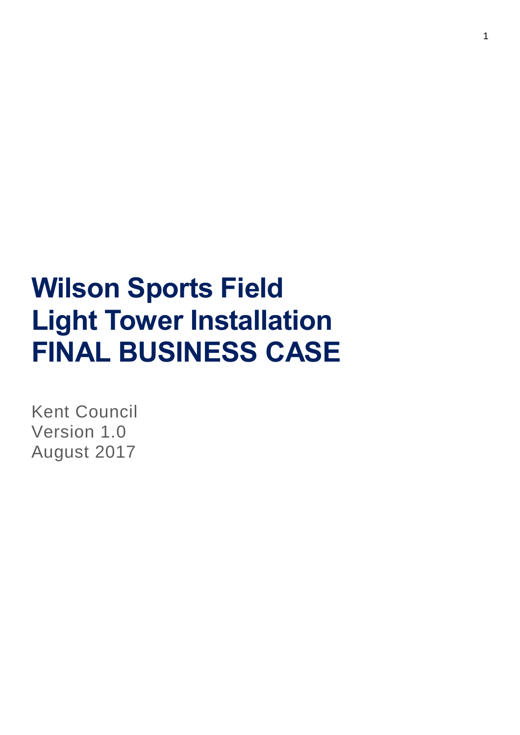# Wilson Sports Field
# Light Tower Installation
# FINAL BUSINESS CASE

Kent Council
Version 1.0
August 2017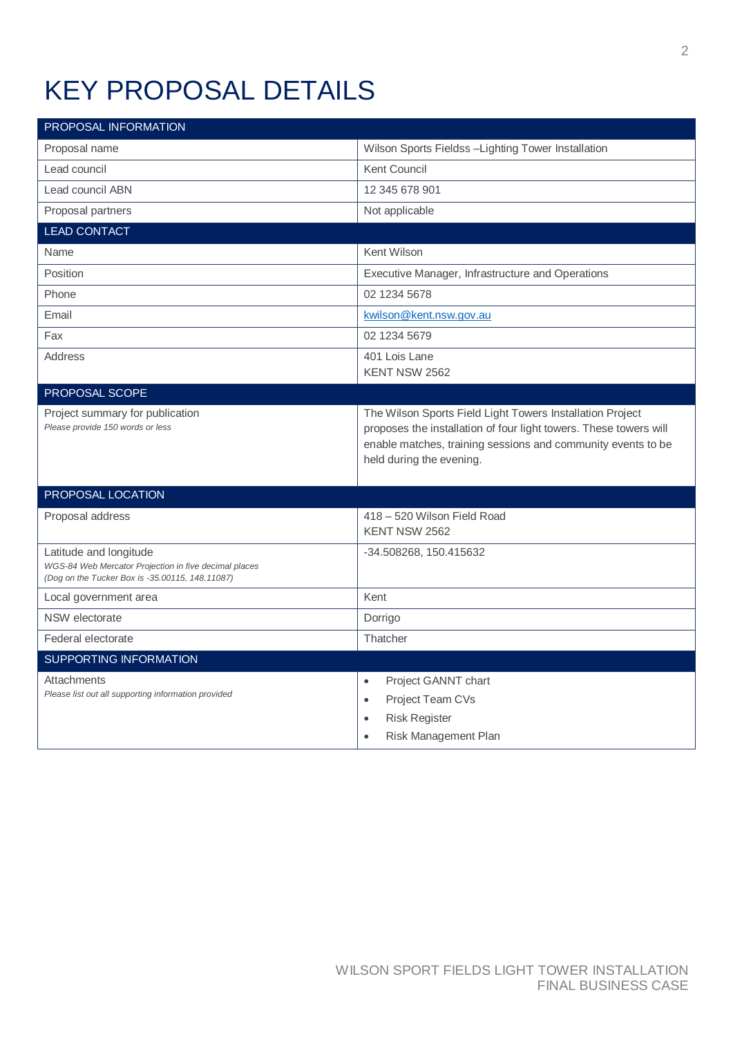# KEY PROPOSAL DETAILS

| PROPOSAL INFORMATION | |
|---|---|
| Proposal name | Wilson Sports Fieldss –Lighting Tower Installation |
| Lead council | Kent Council |
| Lead council ABN | 12 345 678 901 |
| Proposal partners | Not applicable |
| **LEAD CONTACT** | |
| Name | Kent Wilson |
| Position | Executive Manager, Infrastructure and Operations |
| Phone | 02 1234 5678 |
| Email | kwilson@kent.nsw.gov.au |
| Fax | 02 1234 5679 |
| Address | 401 Lois Lane<br>KENT NSW 2562 |
| **PROPOSAL SCOPE** | |
| Project summary for publication<br>*Please provide 150 words or less* | The Wilson Sports Field Light Towers Installation Project proposes the installation of four light towers. These towers will enable matches, training sessions and community events to be held during the evening. |
| **PROPOSAL LOCATION** | |
| Proposal address | 418 – 520 Wilson Field Road<br>KENT NSW 2562 |
| Latitude and longitude<br>*WGS-84 Web Mercator Projection in five decimal places*<br>*(Dog on the Tucker Box is -35.00115, 148.11087)* | -34.508268, 150.415632 |
| Local government area | Kent |
| NSW electorate | Dorrigo |
| Federal electorate | Thatcher |
| **SUPPORTING INFORMATION** | |
| Attachments<br>*Please list out all supporting information provided* | • Project GANNT chart<br>• Project Team CVs<br>• Risk Register<br>• Risk Management Plan |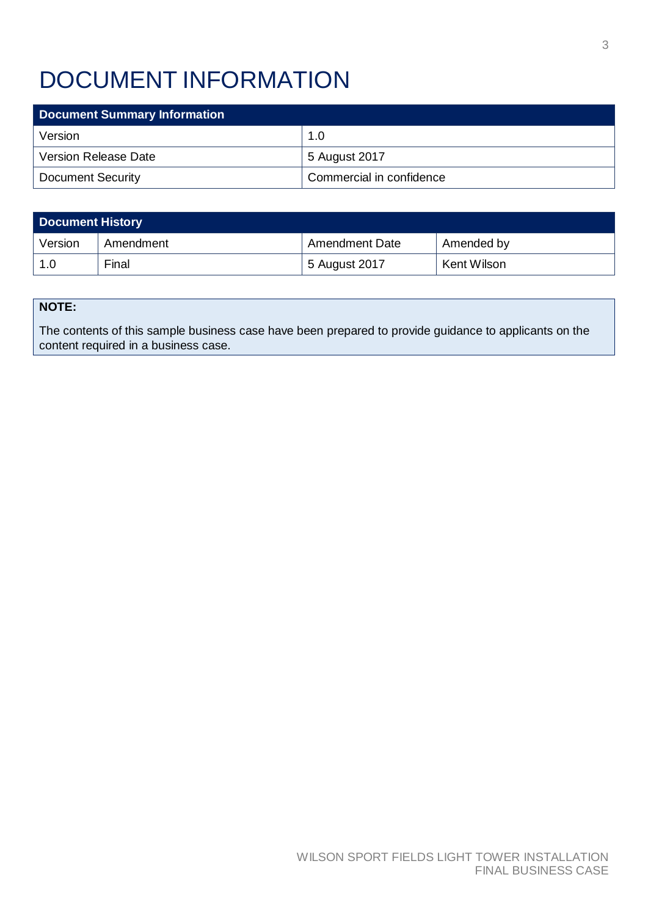# DOCUMENT INFORMATION

| Document Summary Information | |
|---|---|
| Version | 1.0 |
| Version Release Date | 5 August 2017 |
| Document Security | Commercial in confidence |

| Document History | | | |
|---|---|---|---|
| Version | Amendment | Amendment Date | Amended by |
| 1.0 | Final | 5 August 2017 | Kent Wilson |

**NOTE:**

The contents of this sample business case have been prepared to provide guidance to applicants on the content required in a business case.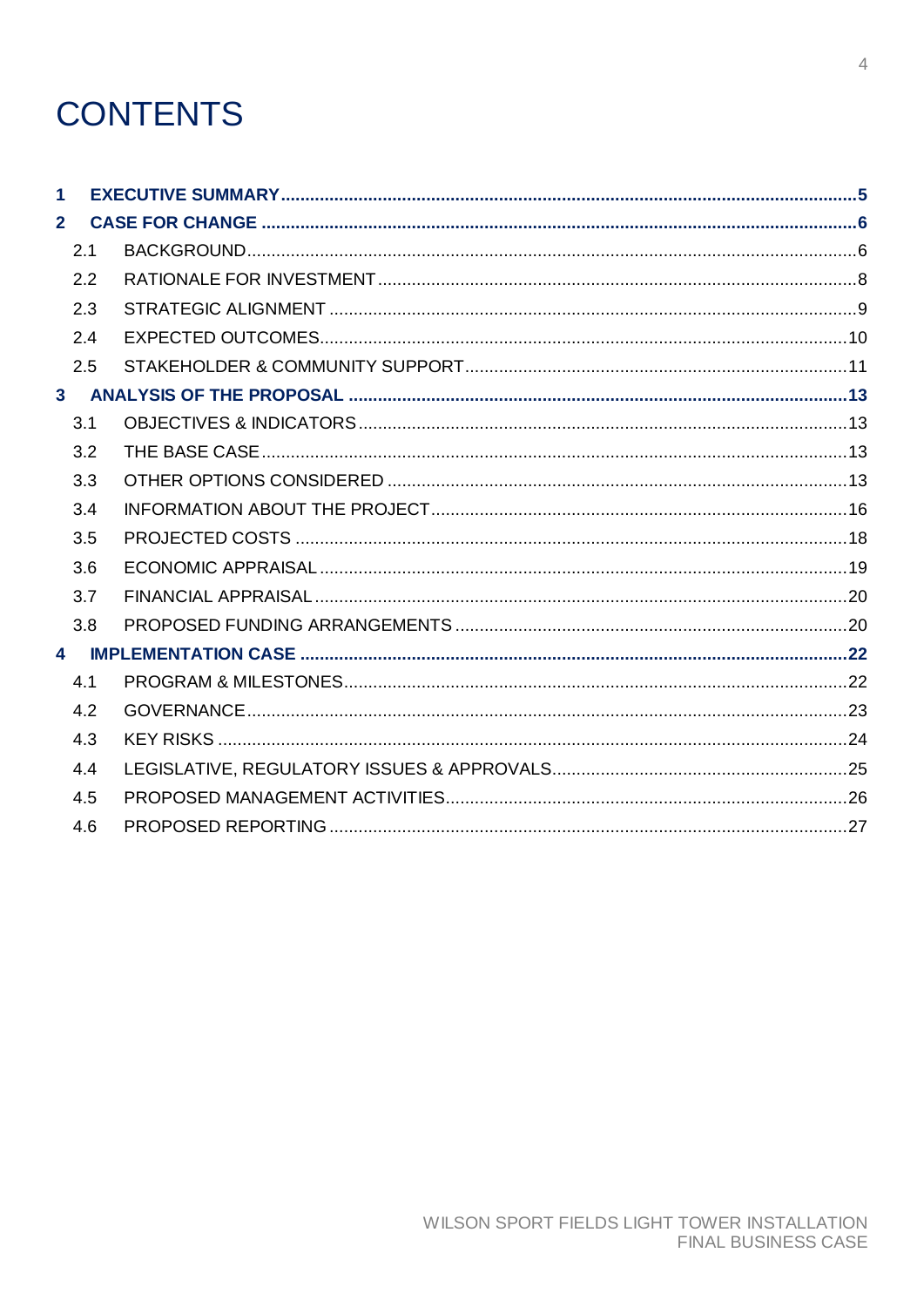# CONTENTS

**1 EXECUTIVE SUMMARY ..... 5**

**2 CASE FOR CHANGE ..... 6**

- 2.1 BACKGROUND ..... 6
- 2.2 RATIONALE FOR INVESTMENT ..... 8
- 2.3 STRATEGIC ALIGNMENT ..... 9
- 2.4 EXPECTED OUTCOMES ..... 10
- 2.5 STAKEHOLDER & COMMUNITY SUPPORT ..... 11

**3 ANALYSIS OF THE PROPOSAL ..... 13**

- 3.1 OBJECTIVES & INDICATORS ..... 13
- 3.2 THE BASE CASE ..... 13
- 3.3 OTHER OPTIONS CONSIDERED ..... 13
- 3.4 INFORMATION ABOUT THE PROJECT ..... 16
- 3.5 PROJECTED COSTS ..... 18
- 3.6 ECONOMIC APPRAISAL ..... 19
- 3.7 FINANCIAL APPRAISAL ..... 20
- 3.8 PROPOSED FUNDING ARRANGEMENTS ..... 20

**4 IMPLEMENTATION CASE ..... 22**

- 4.1 PROGRAM & MILESTONES ..... 22
- 4.2 GOVERNANCE ..... 23
- 4.3 KEY RISKS ..... 24
- 4.4 LEGISLATIVE, REGULATORY ISSUES & APPROVALS ..... 25
- 4.5 PROPOSED MANAGEMENT ACTIVITIES ..... 26
- 4.6 PROPOSED REPORTING ..... 27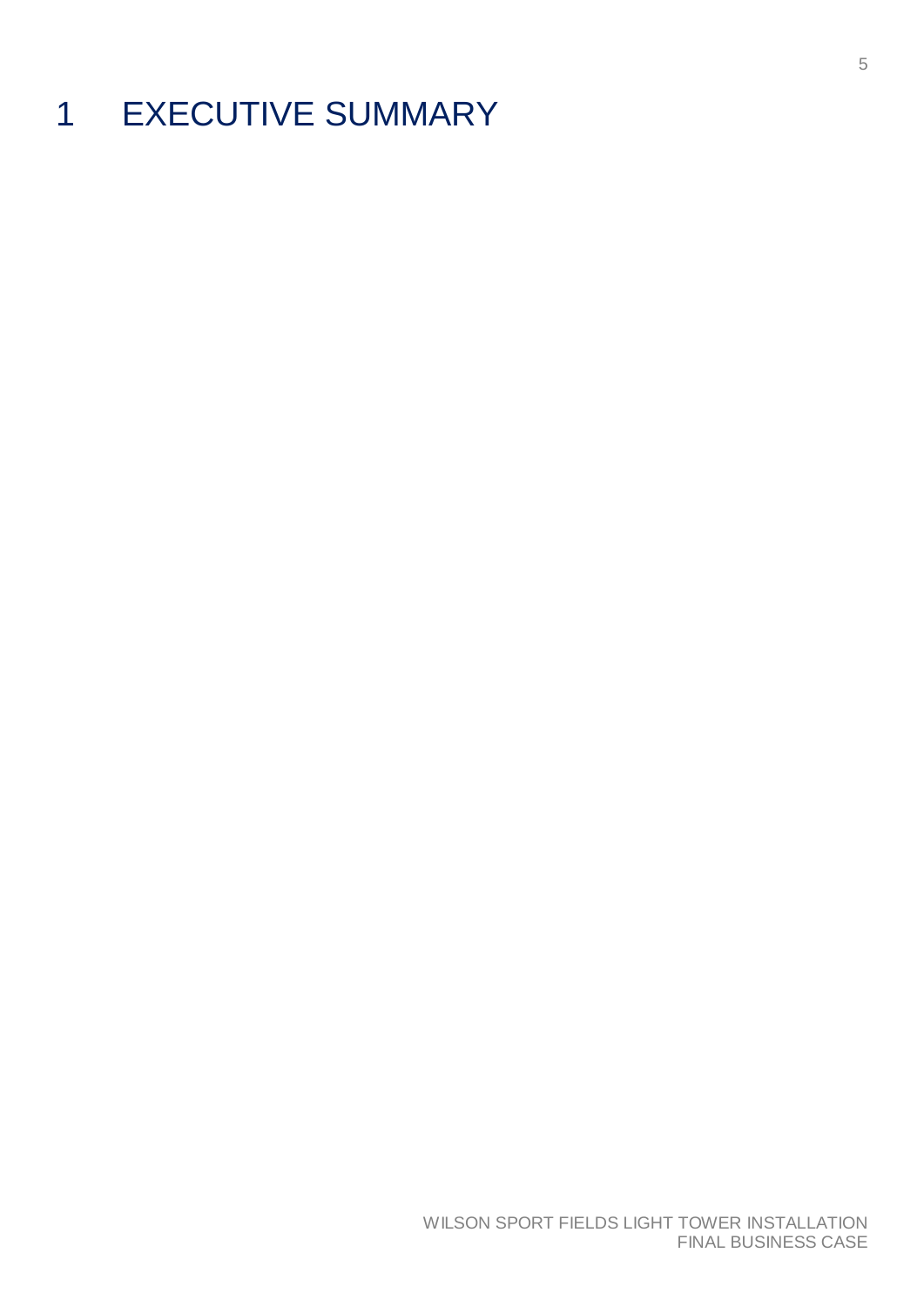# 1 EXECUTIVE SUMMARY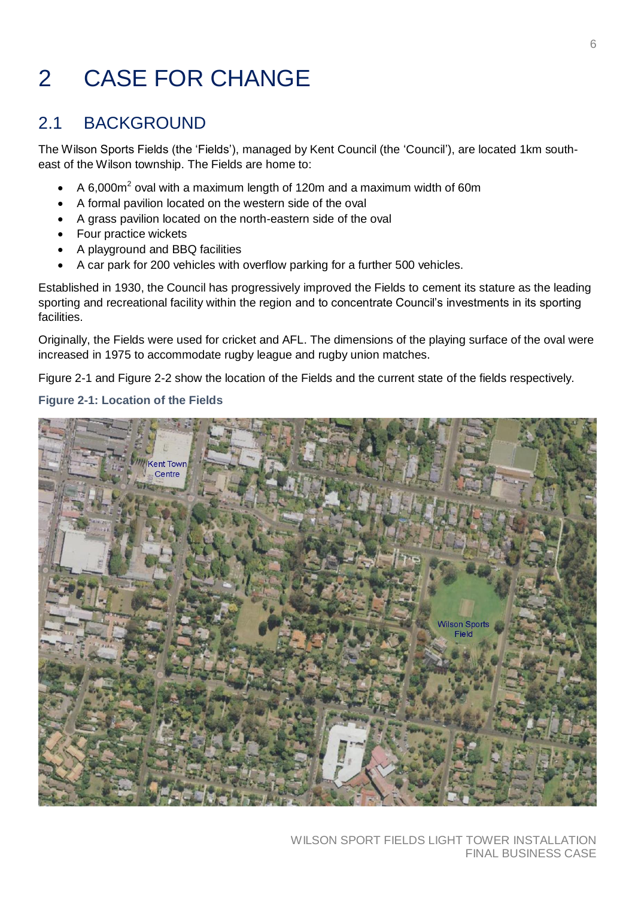# 2 CASE FOR CHANGE

## 2.1 BACKGROUND

The Wilson Sports Fields (the 'Fields'), managed by Kent Council (the 'Council'), are located 1km south-east of the Wilson township. The Fields are home to:

- A 6,000m$^2$ oval with a maximum length of 120m and a maximum width of 60m
- A formal pavilion located on the western side of the oval
- A grass pavilion located on the north-eastern side of the oval
- Four practice wickets
- A playground and BBQ facilities
- A car park for 200 vehicles with overflow parking for a further 500 vehicles.

Established in 1930, the Council has progressively improved the Fields to cement its stature as the leading sporting and recreational facility within the region and to concentrate Council's investments in its sporting facilities.

Originally, the Fields were used for cricket and AFL. The dimensions of the playing surface of the oval were increased in 1975 to accommodate rugby league and rugby union matches.

Figure 2-1 and Figure 2-2 show the location of the Fields and the current state of the fields respectively.

**Figure 2-1: Location of the Fields**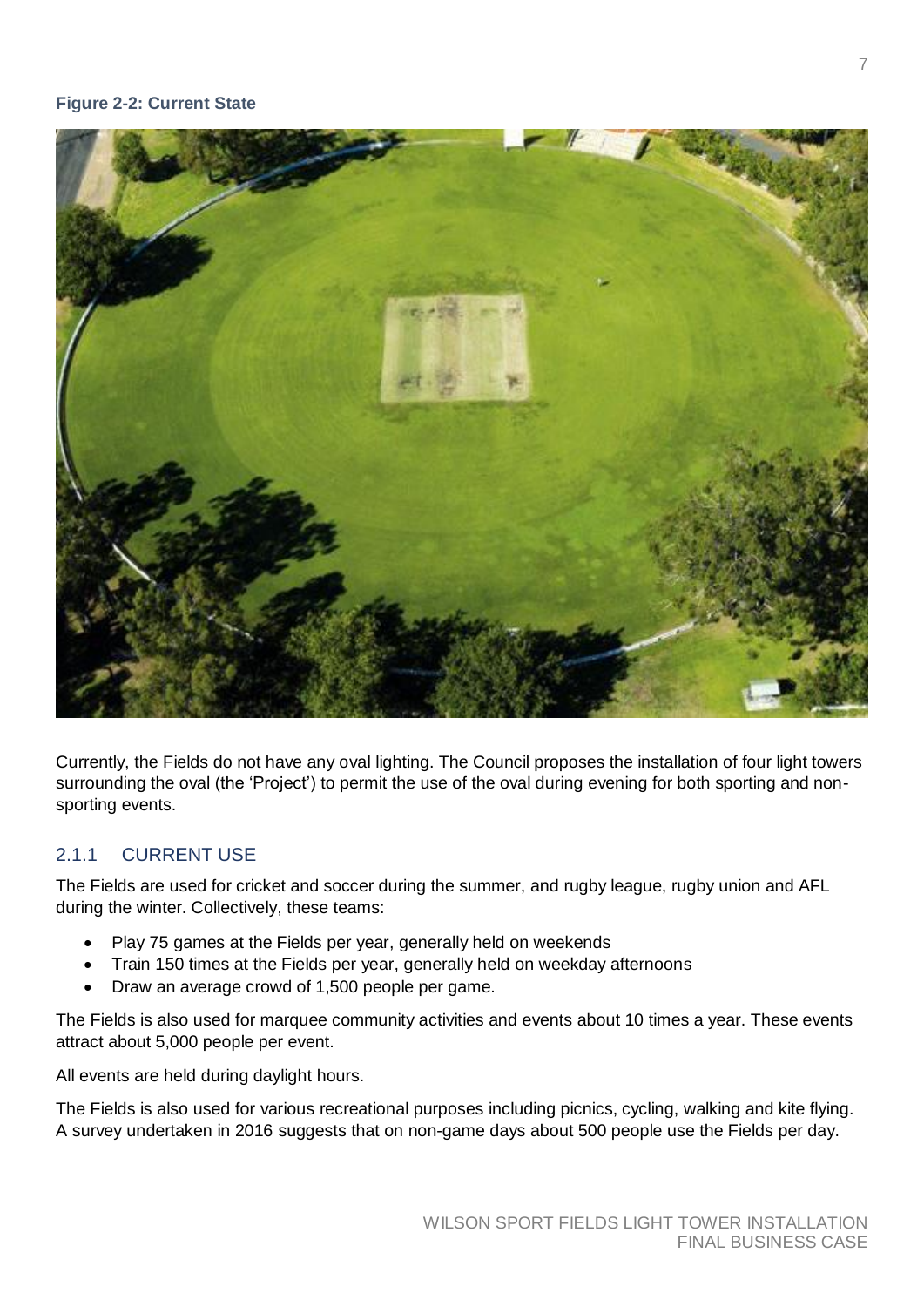**Figure 2-2: Current State**

Currently, the Fields do not have any oval lighting. The Council proposes the installation of four light towers surrounding the oval (the 'Project') to permit the use of the oval during evening for both sporting and non-sporting events.

### 2.1.1 CURRENT USE

The Fields are used for cricket and soccer during the summer, and rugby league, rugby union and AFL during the winter. Collectively, these teams:

- Play 75 games at the Fields per year, generally held on weekends
- Train 150 times at the Fields per year, generally held on weekday afternoons
- Draw an average crowd of 1,500 people per game.

The Fields is also used for marquee community activities and events about 10 times a year. These events attract about 5,000 people per event.

All events are held during daylight hours.

The Fields is also used for various recreational purposes including picnics, cycling, walking and kite flying. A survey undertaken in 2016 suggests that on non-game days about 500 people use the Fields per day.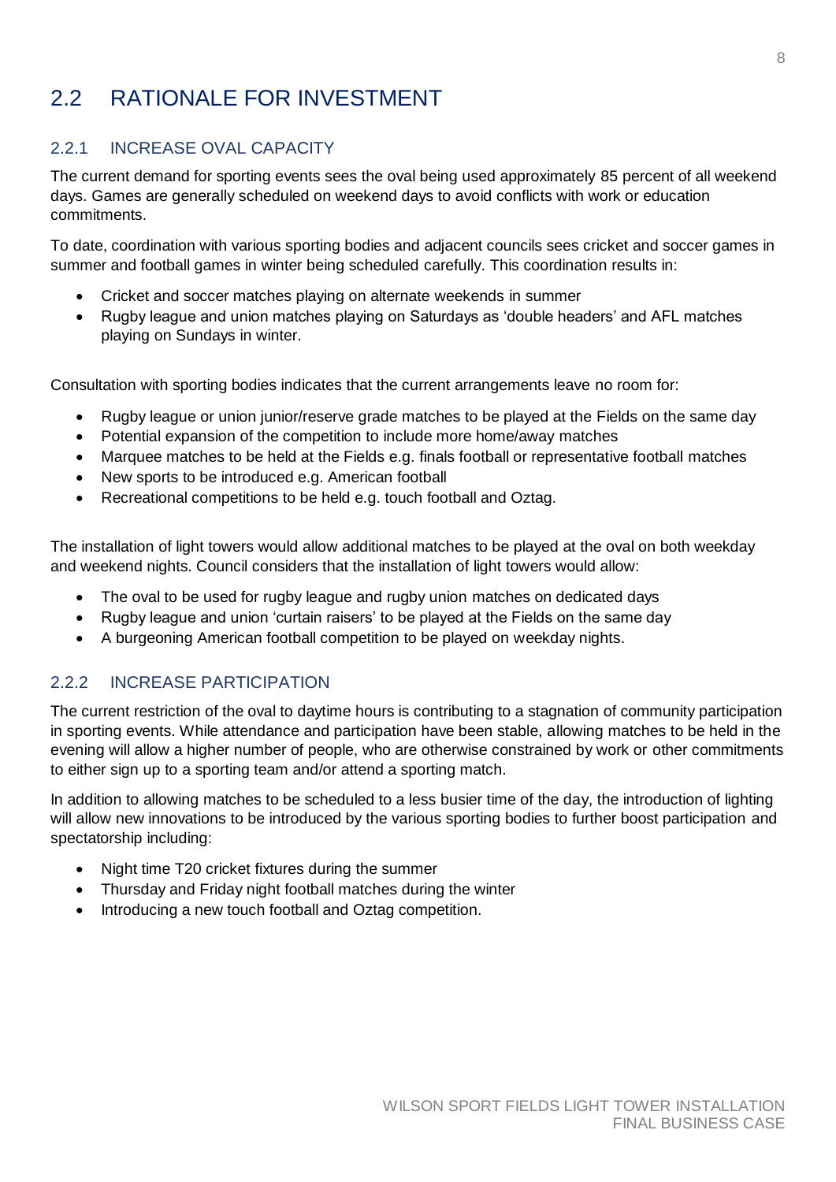## 2.2 RATIONALE FOR INVESTMENT

### 2.2.1 INCREASE OVAL CAPACITY

The current demand for sporting events sees the oval being used approximately 85 percent of all weekend days. Games are generally scheduled on weekend days to avoid conflicts with work or education commitments.

To date, coordination with various sporting bodies and adjacent councils sees cricket and soccer games in summer and football games in winter being scheduled carefully. This coordination results in:

- Cricket and soccer matches playing on alternate weekends in summer
- Rugby league and union matches playing on Saturdays as 'double headers' and AFL matches playing on Sundays in winter.

Consultation with sporting bodies indicates that the current arrangements leave no room for:

- Rugby league or union junior/reserve grade matches to be played at the Fields on the same day
- Potential expansion of the competition to include more home/away matches
- Marquee matches to be held at the Fields e.g. finals football or representative football matches
- New sports to be introduced e.g. American football
- Recreational competitions to be held e.g. touch football and Oztag.

The installation of light towers would allow additional matches to be played at the oval on both weekday and weekend nights. Council considers that the installation of light towers would allow:

- The oval to be used for rugby league and rugby union matches on dedicated days
- Rugby league and union 'curtain raisers' to be played at the Fields on the same day
- A burgeoning American football competition to be played on weekday nights.

### 2.2.2 INCREASE PARTICIPATION

The current restriction of the oval to daytime hours is contributing to a stagnation of community participation in sporting events. While attendance and participation have been stable, allowing matches to be held in the evening will allow a higher number of people, who are otherwise constrained by work or other commitments to either sign up to a sporting team and/or attend a sporting match.

In addition to allowing matches to be scheduled to a less busier time of the day, the introduction of lighting will allow new innovations to be introduced by the various sporting bodies to further boost participation and spectatorship including:

- Night time T20 cricket fixtures during the summer
- Thursday and Friday night football matches during the winter
- Introducing a new touch football and Oztag competition.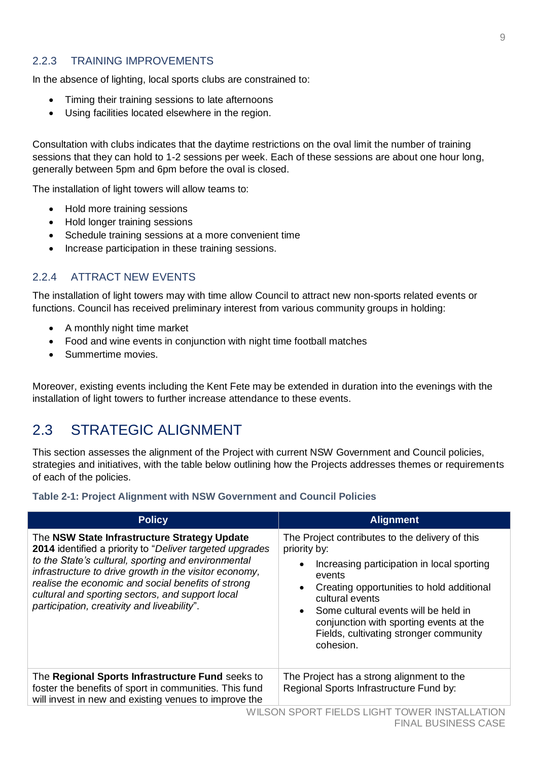### 2.2.3 TRAINING IMPROVEMENTS

In the absence of lighting, local sports clubs are constrained to:

- Timing their training sessions to late afternoons
- Using facilities located elsewhere in the region.

Consultation with clubs indicates that the daytime restrictions on the oval limit the number of training sessions that they can hold to 1-2 sessions per week. Each of these sessions are about one hour long, generally between 5pm and 6pm before the oval is closed.

The installation of light towers will allow teams to:

- Hold more training sessions
- Hold longer training sessions
- Schedule training sessions at a more convenient time
- Increase participation in these training sessions.

### 2.2.4 ATTRACT NEW EVENTS

The installation of light towers may with time allow Council to attract new non-sports related events or functions. Council has received preliminary interest from various community groups in holding:

- A monthly night time market
- Food and wine events in conjunction with night time football matches
- Summertime movies.

Moreover, existing events including the Kent Fete may be extended in duration into the evenings with the installation of light towers to further increase attendance to these events.

## 2.3 STRATEGIC ALIGNMENT

This section assesses the alignment of the Project with current NSW Government and Council policies, strategies and initiatives, with the table below outlining how the Projects addresses themes or requirements of each of the policies.

**Table 2-1: Project Alignment with NSW Government and Council Policies**

| Policy | Alignment |
|---|---|
| The **NSW State Infrastructure Strategy Update 2014** identified a priority to "*Deliver targeted upgrades to the State's cultural, sporting and environmental infrastructure to drive growth in the visitor economy, realise the economic and social benefits of strong cultural and sporting sectors, and support local participation, creativity and liveability*". | The Project contributes to the delivery of this priority by:<br>• Increasing participation in local sporting events<br>• Creating opportunities to hold additional cultural events<br>• Some cultural events will be held in conjunction with sporting events at the Fields, cultivating stronger community cohesion. |
| The **Regional Sports Infrastructure Fund** seeks to foster the benefits of sport in communities. This fund will invest in new and existing venues to improve the | The Project has a strong alignment to the Regional Sports Infrastructure Fund by: |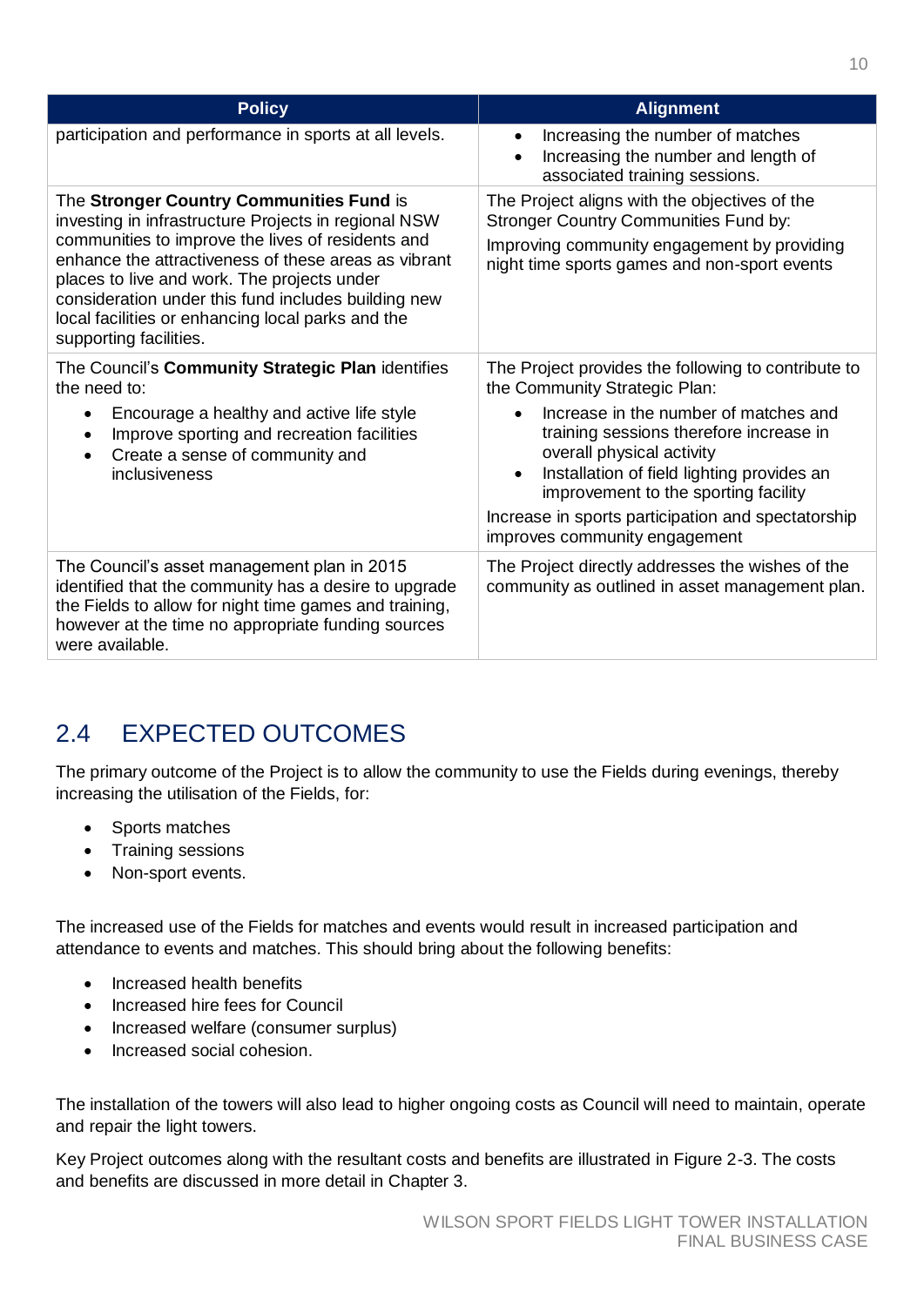| Policy | Alignment |
| --- | --- |
| participation and performance in sports at all levels. | • Increasing the number of matches<br>• Increasing the number and length of associated training sessions. |
| The **Stronger Country Communities Fund** is investing in infrastructure Projects in regional NSW communities to improve the lives of residents and enhance the attractiveness of these areas as vibrant places to live and work. The projects under consideration under this fund includes building new local facilities or enhancing local parks and the supporting facilities. | The Project aligns with the objectives of the Stronger Country Communities Fund by:<br>Improving community engagement by providing night time sports games and non-sport events |
| The Council's **Community Strategic Plan** identifies the need to:<br>• Encourage a healthy and active life style<br>• Improve sporting and recreation facilities<br>• Create a sense of community and inclusiveness | The Project provides the following to contribute to the Community Strategic Plan:<br>• Increase in the number of matches and training sessions therefore increase in overall physical activity<br>• Installation of field lighting provides an improvement to the sporting facility<br>Increase in sports participation and spectatorship improves community engagement |
| The Council's asset management plan in 2015 identified that the community has a desire to upgrade the Fields to allow for night time games and training, however at the time no appropriate funding sources were available. | The Project directly addresses the wishes of the community as outlined in asset management plan. |

## 2.4 EXPECTED OUTCOMES

The primary outcome of the Project is to allow the community to use the Fields during evenings, thereby increasing the utilisation of the Fields, for:

- Sports matches
- Training sessions
- Non-sport events.

The increased use of the Fields for matches and events would result in increased participation and attendance to events and matches. This should bring about the following benefits:

- Increased health benefits
- Increased hire fees for Council
- Increased welfare (consumer surplus)
- Increased social cohesion.

The installation of the towers will also lead to higher ongoing costs as Council will need to maintain, operate and repair the light towers.

Key Project outcomes along with the resultant costs and benefits are illustrated in Figure 2-3. The costs and benefits are discussed in more detail in Chapter 3.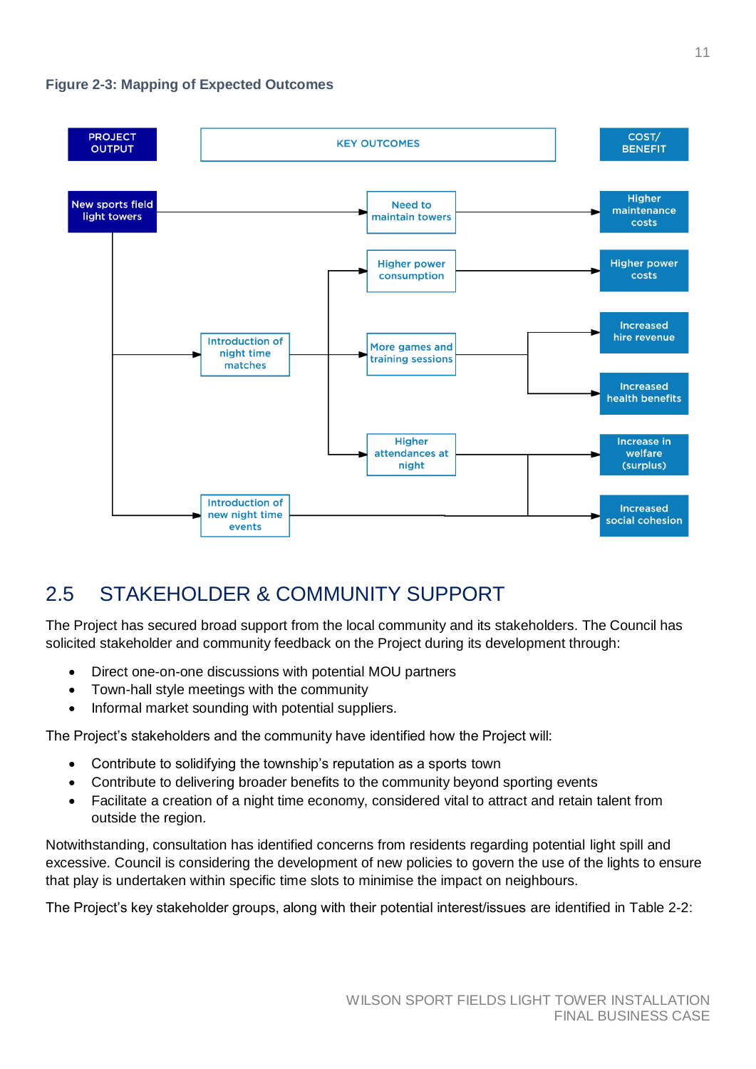**Figure 2-3: Mapping of Expected Outcomes**

| PROJECT OUTPUT | KEY OUTCOMES | | COST/ BENEFIT |
|---|---|---|---|
| New sports field light towers | | Need to maintain towers | Higher maintenance costs |
| | | Higher power consumption | Higher power costs |
| | Introduction of night time matches | More games and training sessions | Increased hire revenue |
| | | | Increased health benefits |
| | | Higher attendances at night | Increase in welfare (surplus) |
| | Introduction of new night time events | | Increased social cohesion |

## 2.5 STAKEHOLDER & COMMUNITY SUPPORT

The Project has secured broad support from the local community and its stakeholders. The Council has solicited stakeholder and community feedback on the Project during its development through:

- Direct one-on-one discussions with potential MOU partners
- Town-hall style meetings with the community
- Informal market sounding with potential suppliers.

The Project's stakeholders and the community have identified how the Project will:

- Contribute to solidifying the township's reputation as a sports town
- Contribute to delivering broader benefits to the community beyond sporting events
- Facilitate a creation of a night time economy, considered vital to attract and retain talent from outside the region.

Notwithstanding, consultation has identified concerns from residents regarding potential light spill and excessive. Council is considering the development of new policies to govern the use of the lights to ensure that play is undertaken within specific time slots to minimise the impact on neighbours.

The Project's key stakeholder groups, along with their potential interest/issues are identified in Table 2-2: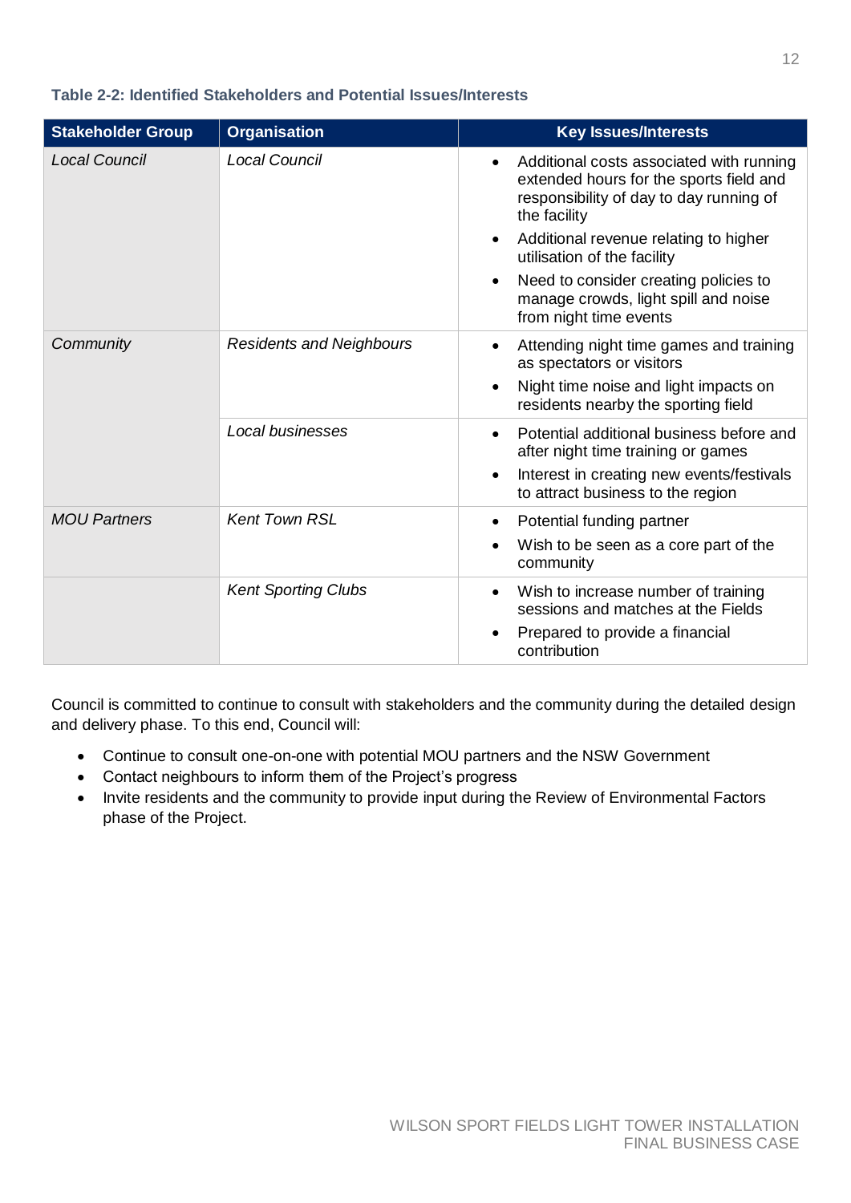**Table 2-2: Identified Stakeholders and Potential Issues/Interests**

| Stakeholder Group | Organisation | Key Issues/Interests |
|---|---|---|
| *Local Council* | *Local Council* | • Additional costs associated with running extended hours for the sports field and responsibility of day to day running of the facility<br>• Additional revenue relating to higher utilisation of the facility<br>• Need to consider creating policies to manage crowds, light spill and noise from night time events |
| *Community* | *Residents and Neighbours* | • Attending night time games and training as spectators or visitors<br>• Night time noise and light impacts on residents nearby the sporting field |
| | *Local businesses* | • Potential additional business before and after night time training or games<br>• Interest in creating new events/festivals to attract business to the region |
| *MOU Partners* | *Kent Town RSL* | • Potential funding partner<br>• Wish to be seen as a core part of the community |
| | *Kent Sporting Clubs* | • Wish to increase number of training sessions and matches at the Fields<br>• Prepared to provide a financial contribution |

Council is committed to continue to consult with stakeholders and the community during the detailed design and delivery phase. To this end, Council will:

- Continue to consult one-on-one with potential MOU partners and the NSW Government
- Contact neighbours to inform them of the Project's progress
- Invite residents and the community to provide input during the Review of Environmental Factors phase of the Project.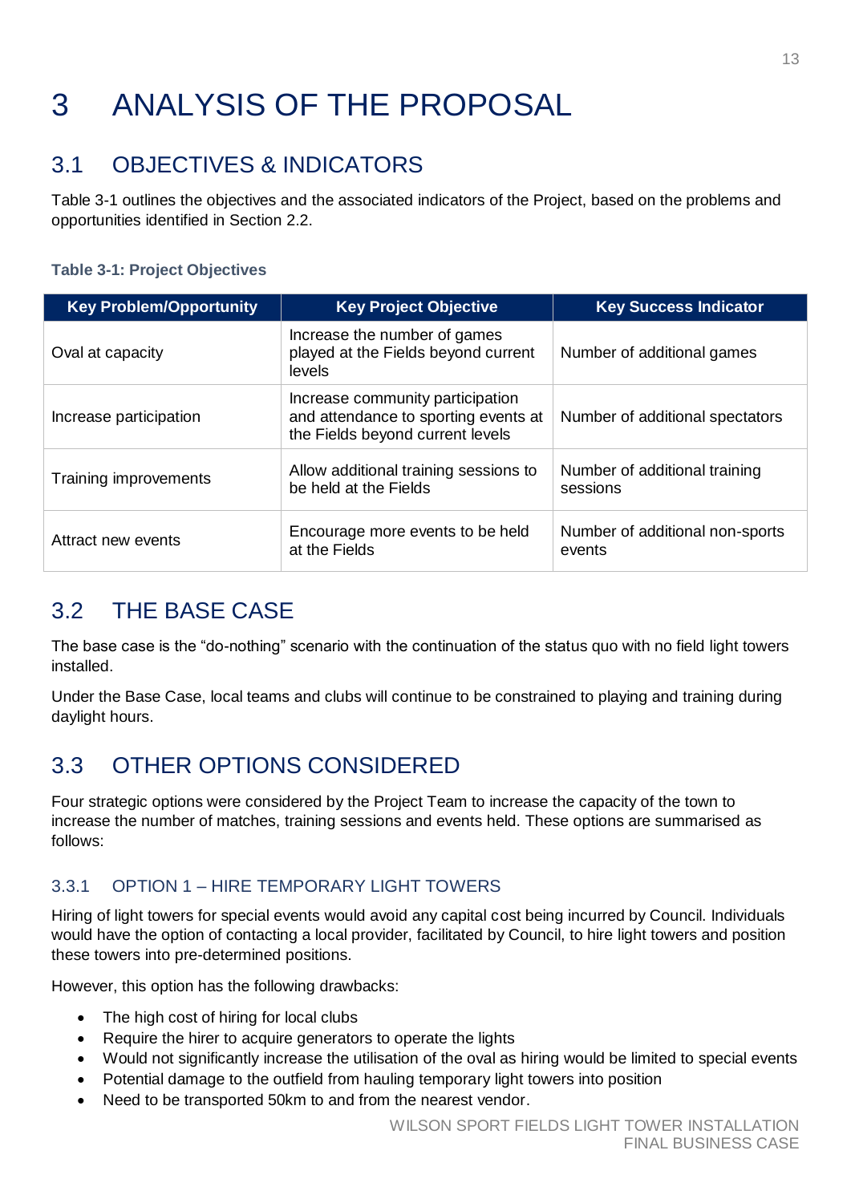# 3 ANALYSIS OF THE PROPOSAL

## 3.1 OBJECTIVES & INDICATORS

Table 3-1 outlines the objectives and the associated indicators of the Project, based on the problems and opportunities identified in Section 2.2.

**Table 3-1: Project Objectives**

| Key Problem/Opportunity | Key Project Objective | Key Success Indicator |
|---|---|---|
| Oval at capacity | Increase the number of games played at the Fields beyond current levels | Number of additional games |
| Increase participation | Increase community participation and attendance to sporting events at the Fields beyond current levels | Number of additional spectators |
| Training improvements | Allow additional training sessions to be held at the Fields | Number of additional training sessions |
| Attract new events | Encourage more events to be held at the Fields | Number of additional non-sports events |

## 3.2 THE BASE CASE

The base case is the "do-nothing" scenario with the continuation of the status quo with no field light towers installed.

Under the Base Case, local teams and clubs will continue to be constrained to playing and training during daylight hours.

## 3.3 OTHER OPTIONS CONSIDERED

Four strategic options were considered by the Project Team to increase the capacity of the town to increase the number of matches, training sessions and events held. These options are summarised as follows:

### 3.3.1 OPTION 1 – HIRE TEMPORARY LIGHT TOWERS

Hiring of light towers for special events would avoid any capital cost being incurred by Council. Individuals would have the option of contacting a local provider, facilitated by Council, to hire light towers and position these towers into pre-determined positions.

However, this option has the following drawbacks:

- The high cost of hiring for local clubs
- Require the hirer to acquire generators to operate the lights
- Would not significantly increase the utilisation of the oval as hiring would be limited to special events
- Potential damage to the outfield from hauling temporary light towers into position
- Need to be transported 50km to and from the nearest vendor.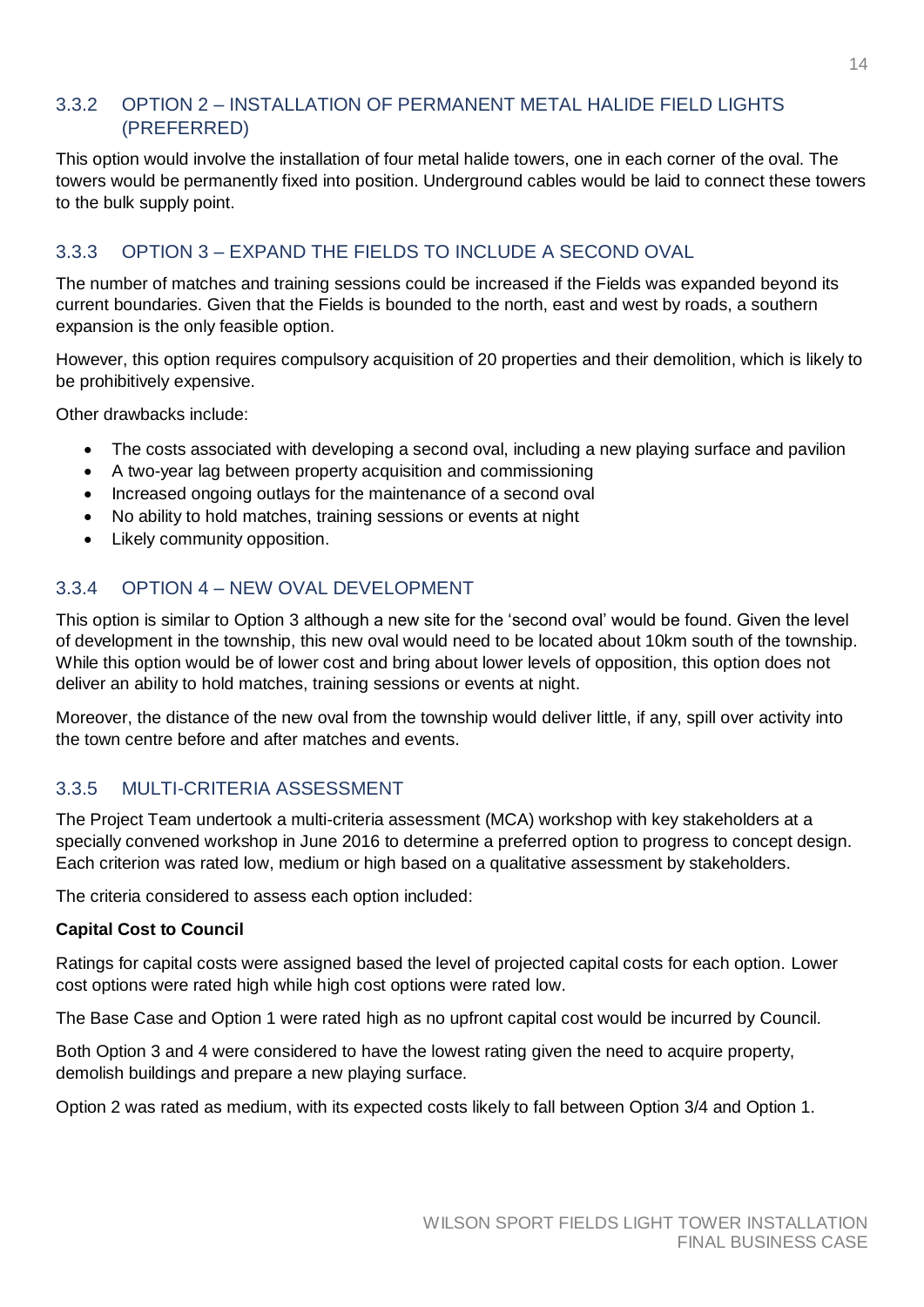### 3.3.2 OPTION 2 – INSTALLATION OF PERMANENT METAL HALIDE FIELD LIGHTS (PREFERRED)

This option would involve the installation of four metal halide towers, one in each corner of the oval. The towers would be permanently fixed into position. Underground cables would be laid to connect these towers to the bulk supply point.

### 3.3.3 OPTION 3 – EXPAND THE FIELDS TO INCLUDE A SECOND OVAL

The number of matches and training sessions could be increased if the Fields was expanded beyond its current boundaries. Given that the Fields is bounded to the north, east and west by roads, a southern expansion is the only feasible option.

However, this option requires compulsory acquisition of 20 properties and their demolition, which is likely to be prohibitively expensive.

Other drawbacks include:

- The costs associated with developing a second oval, including a new playing surface and pavilion
- A two-year lag between property acquisition and commissioning
- Increased ongoing outlays for the maintenance of a second oval
- No ability to hold matches, training sessions or events at night
- Likely community opposition.

### 3.3.4 OPTION 4 – NEW OVAL DEVELOPMENT

This option is similar to Option 3 although a new site for the 'second oval' would be found. Given the level of development in the township, this new oval would need to be located about 10km south of the township. While this option would be of lower cost and bring about lower levels of opposition, this option does not deliver an ability to hold matches, training sessions or events at night.

Moreover, the distance of the new oval from the township would deliver little, if any, spill over activity into the town centre before and after matches and events.

### 3.3.5 MULTI-CRITERIA ASSESSMENT

The Project Team undertook a multi-criteria assessment (MCA) workshop with key stakeholders at a specially convened workshop in June 2016 to determine a preferred option to progress to concept design. Each criterion was rated low, medium or high based on a qualitative assessment by stakeholders.

The criteria considered to assess each option included:

**Capital Cost to Council**

Ratings for capital costs were assigned based the level of projected capital costs for each option. Lower cost options were rated high while high cost options were rated low.

The Base Case and Option 1 were rated high as no upfront capital cost would be incurred by Council.

Both Option 3 and 4 were considered to have the lowest rating given the need to acquire property, demolish buildings and prepare a new playing surface.

Option 2 was rated as medium, with its expected costs likely to fall between Option 3/4 and Option 1.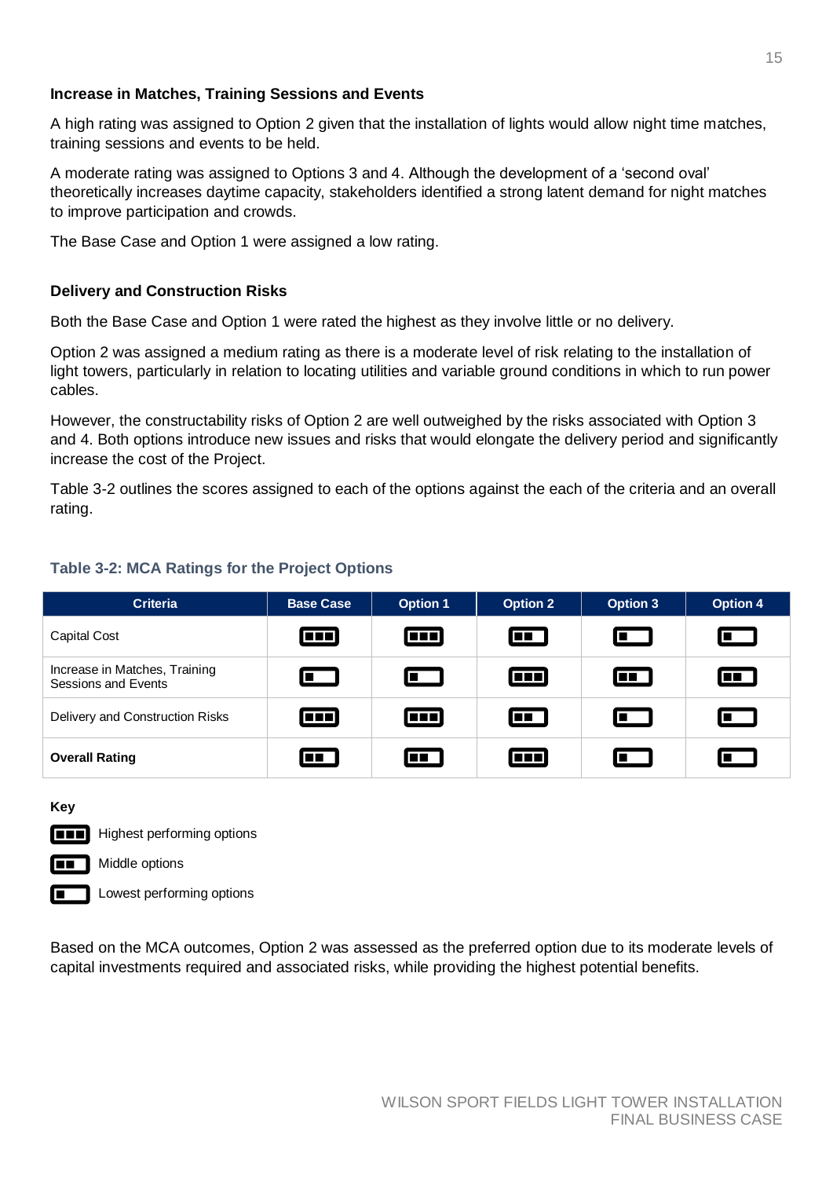**Increase in Matches, Training Sessions and Events**

A high rating was assigned to Option 2 given that the installation of lights would allow night time matches, training sessions and events to be held.

A moderate rating was assigned to Options 3 and 4. Although the development of a 'second oval' theoretically increases daytime capacity, stakeholders identified a strong latent demand for night matches to improve participation and crowds.

The Base Case and Option 1 were assigned a low rating.

**Delivery and Construction Risks**

Both the Base Case and Option 1 were rated the highest as they involve little or no delivery.

Option 2 was assigned a medium rating as there is a moderate level of risk relating to the installation of light towers, particularly in relation to locating utilities and variable ground conditions in which to run power cables.

However, the constructability risks of Option 2 are well outweighed by the risks associated with Option 3 and 4. Both options introduce new issues and risks that would elongate the delivery period and significantly increase the cost of the Project.

Table 3-2 outlines the scores assigned to each of the options against the each of the criteria and an overall rating.

**Table 3-2: MCA Ratings for the Project Options**

| Criteria | Base Case | Option 1 | Option 2 | Option 3 | Option 4 |
|---|---|---|---|---|---|
| Capital Cost | ■■■ | ■■■ | ■■ | ■ | ■ |
| Increase in Matches, Training Sessions and Events | ■ | ■ | ■■■ | ■■ | ■■ |
| Delivery and Construction Risks | ■■■ | ■■■ | ■■ | ■ | ■ |
| **Overall Rating** | ■■ | ■■ | ■■■ | ■ | ■ |

**Key**

- ■■■ Highest performing options
- ■■ Middle options
- ■ Lowest performing options

Based on the MCA outcomes, Option 2 was assessed as the preferred option due to its moderate levels of capital investments required and associated risks, while providing the highest potential benefits.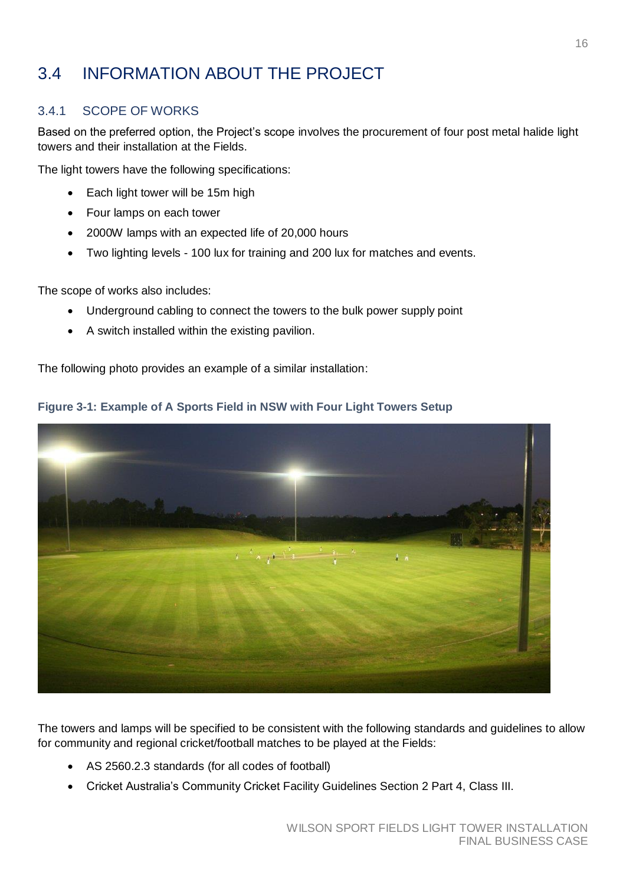## 3.4 INFORMATION ABOUT THE PROJECT

### 3.4.1 SCOPE OF WORKS

Based on the preferred option, the Project's scope involves the procurement of four post metal halide light towers and their installation at the Fields.

The light towers have the following specifications:

- Each light tower will be 15m high
- Four lamps on each tower
- 2000W lamps with an expected life of 20,000 hours
- Two lighting levels - 100 lux for training and 200 lux for matches and events.

The scope of works also includes:

- Underground cabling to connect the towers to the bulk power supply point
- A switch installed within the existing pavilion.

The following photo provides an example of a similar installation:

**Figure 3-1: Example of A Sports Field in NSW with Four Light Towers Setup**

The towers and lamps will be specified to be consistent with the following standards and guidelines to allow for community and regional cricket/football matches to be played at the Fields:

- AS 2560.2.3 standards (for all codes of football)
- Cricket Australia's Community Cricket Facility Guidelines Section 2 Part 4, Class III.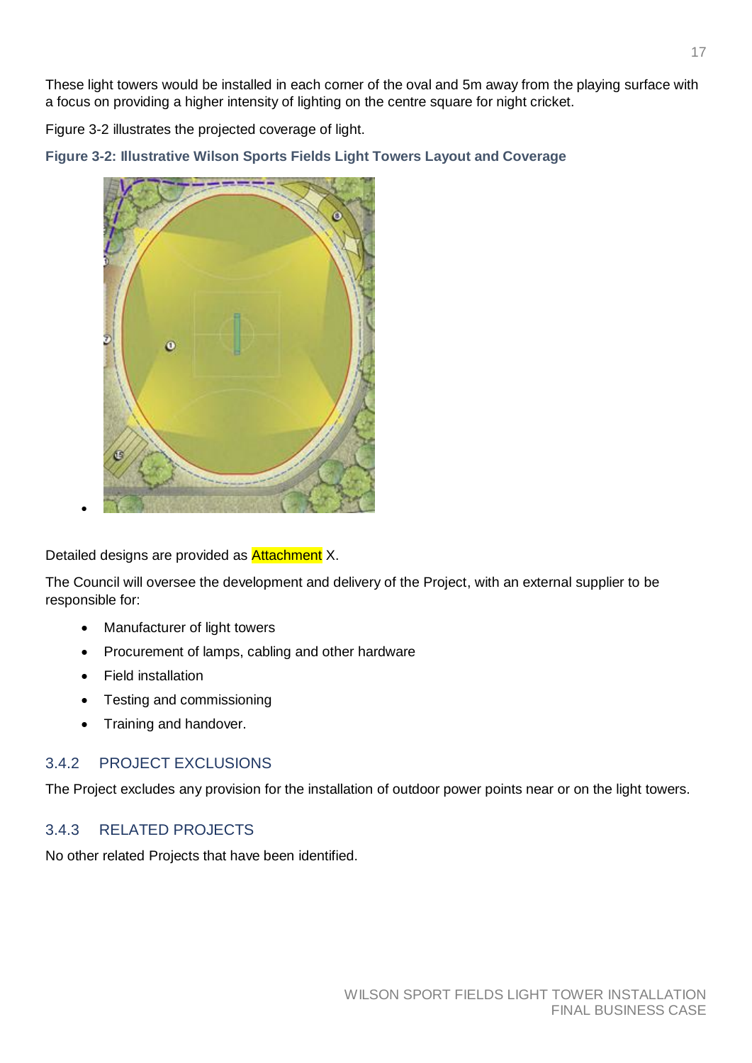These light towers would be installed in each corner of the oval and 5m away from the playing surface with a focus on providing a higher intensity of lighting on the centre square for night cricket.

Figure 3-2 illustrates the projected coverage of light.

**Figure 3-2: Illustrative Wilson Sports Fields Light Towers Layout and Coverage**

Detailed designs are provided as Attachment X.

The Council will oversee the development and delivery of the Project, with an external supplier to be responsible for:

- Manufacturer of light towers
- Procurement of lamps, cabling and other hardware
- Field installation
- Testing and commissioning
- Training and handover.

### 3.4.2 PROJECT EXCLUSIONS

The Project excludes any provision for the installation of outdoor power points near or on the light towers.

### 3.4.3 RELATED PROJECTS

No other related Projects that have been identified.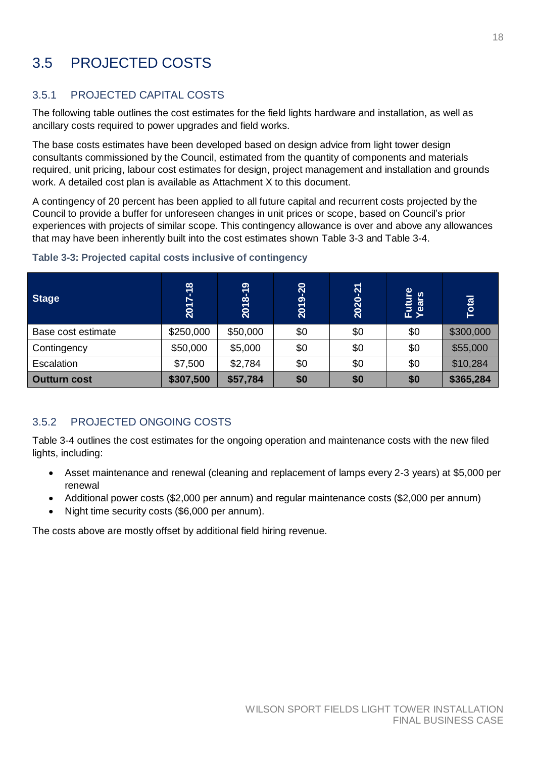## 3.5 PROJECTED COSTS

### 3.5.1 PROJECTED CAPITAL COSTS

The following table outlines the cost estimates for the field lights hardware and installation, as well as ancillary costs required to power upgrades and field works.

The base costs estimates have been developed based on design advice from light tower design consultants commissioned by the Council, estimated from the quantity of components and materials required, unit pricing, labour cost estimates for design, project management and installation and grounds work. A detailed cost plan is available as Attachment X to this document.

A contingency of 20 percent has been applied to all future capital and recurrent costs projected by the Council to provide a buffer for unforeseen changes in unit prices or scope, based on Council's prior experiences with projects of similar scope. This contingency allowance is over and above any allowances that may have been inherently built into the cost estimates shown Table 3-3 and Table 3-4.

**Table 3-3: Projected capital costs inclusive of contingency**

| Stage | 2017-18 | 2018-19 | 2019-20 | 2020-21 | Future Years | Total |
|---|---|---|---|---|---|---|
| Base cost estimate | $250,000 | $50,000 | $0 | $0 | $0 | $300,000 |
| Contingency | $50,000 | $5,000 | $0 | $0 | $0 | $55,000 |
| Escalation | $7,500 | $2,784 | $0 | $0 | $0 | $10,284 |
| **Outturn cost** | **$307,500** | **$57,784** | **$0** | **$0** | **$0** | **$365,284** |

### 3.5.2 PROJECTED ONGOING COSTS

Table 3-4 outlines the cost estimates for the ongoing operation and maintenance costs with the new filed lights, including:

- Asset maintenance and renewal (cleaning and replacement of lamps every 2-3 years) at $5,000 per renewal
- Additional power costs ($2,000 per annum) and regular maintenance costs ($2,000 per annum)
- Night time security costs ($6,000 per annum).

The costs above are mostly offset by additional field hiring revenue.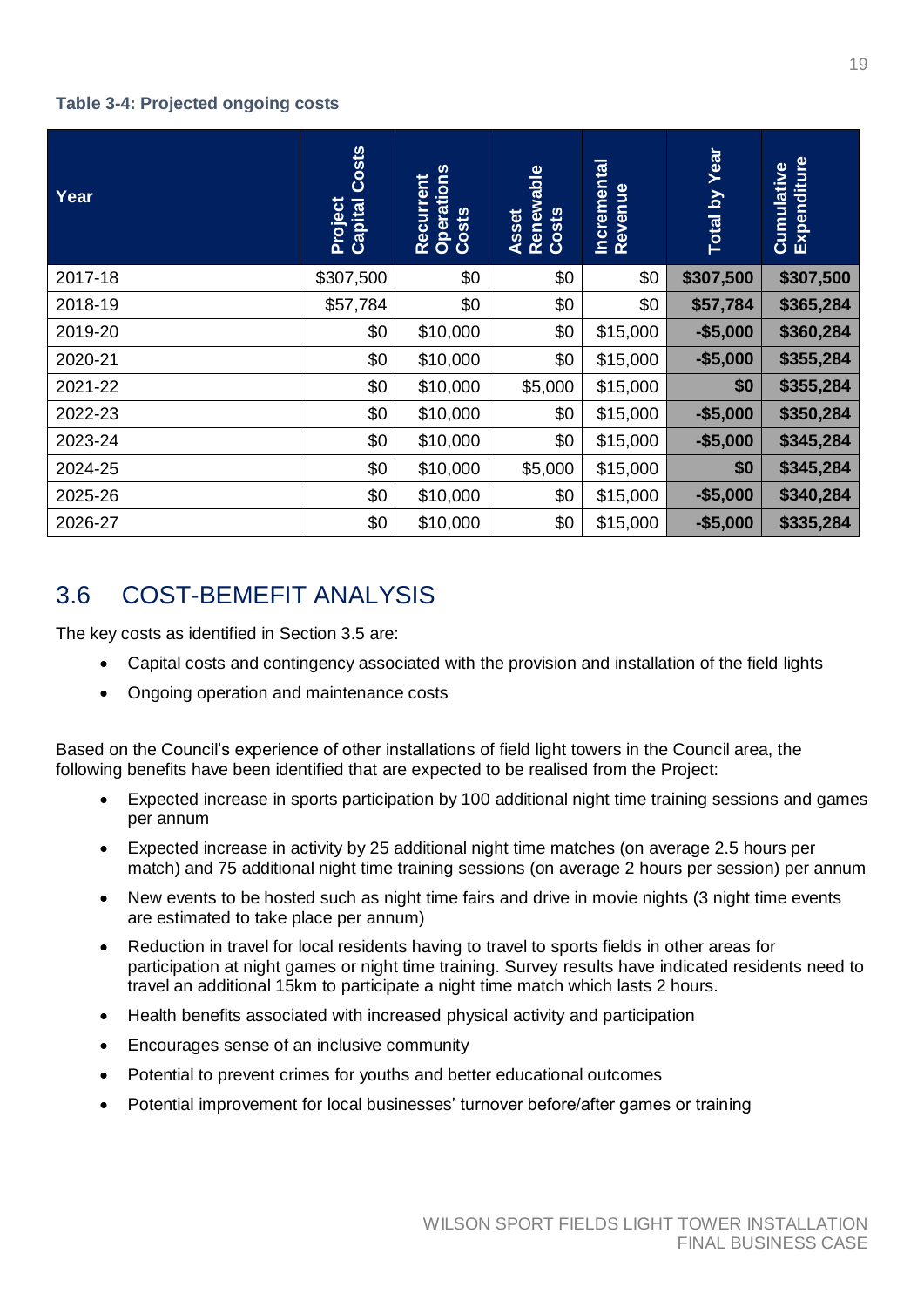**Table 3-4: Projected ongoing costs**

| Year | Project Capital Costs | Recurrent Operations Costs | Asset Renewable Costs | Incremental Revenue | Total by Year | Cumulative Expenditure |
|---|---|---|---|---|---|---|
| 2017-18 | $307,500 | $0 | $0 | $0 | **$307,500** | **$307,500** |
| 2018-19 | $57,784 | $0 | $0 | $0 | **$57,784** | **$365,284** |
| 2019-20 | $0 | $10,000 | $0 | $15,000 | **-$5,000** | **$360,284** |
| 2020-21 | $0 | $10,000 | $0 | $15,000 | **-$5,000** | **$355,284** |
| 2021-22 | $0 | $10,000 | $5,000 | $15,000 | **$0** | **$355,284** |
| 2022-23 | $0 | $10,000 | $0 | $15,000 | **-$5,000** | **$350,284** |
| 2023-24 | $0 | $10,000 | $0 | $15,000 | **-$5,000** | **$345,284** |
| 2024-25 | $0 | $10,000 | $5,000 | $15,000 | **$0** | **$345,284** |
| 2025-26 | $0 | $10,000 | $0 | $15,000 | **-$5,000** | **$340,284** |
| 2026-27 | $0 | $10,000 | $0 | $15,000 | **-$5,000** | **$335,284** |

## 3.6 COST-BEMEFIT ANALYSIS

The key costs as identified in Section 3.5 are:

- Capital costs and contingency associated with the provision and installation of the field lights
- Ongoing operation and maintenance costs

Based on the Council's experience of other installations of field light towers in the Council area, the following benefits have been identified that are expected to be realised from the Project:

- Expected increase in sports participation by 100 additional night time training sessions and games per annum
- Expected increase in activity by 25 additional night time matches (on average 2.5 hours per match) and 75 additional night time training sessions (on average 2 hours per session) per annum
- New events to be hosted such as night time fairs and drive in movie nights (3 night time events are estimated to take place per annum)
- Reduction in travel for local residents having to travel to sports fields in other areas for participation at night games or night time training. Survey results have indicated residents need to travel an additional 15km to participate a night time match which lasts 2 hours.
- Health benefits associated with increased physical activity and participation
- Encourages sense of an inclusive community
- Potential to prevent crimes for youths and better educational outcomes
- Potential improvement for local businesses' turnover before/after games or training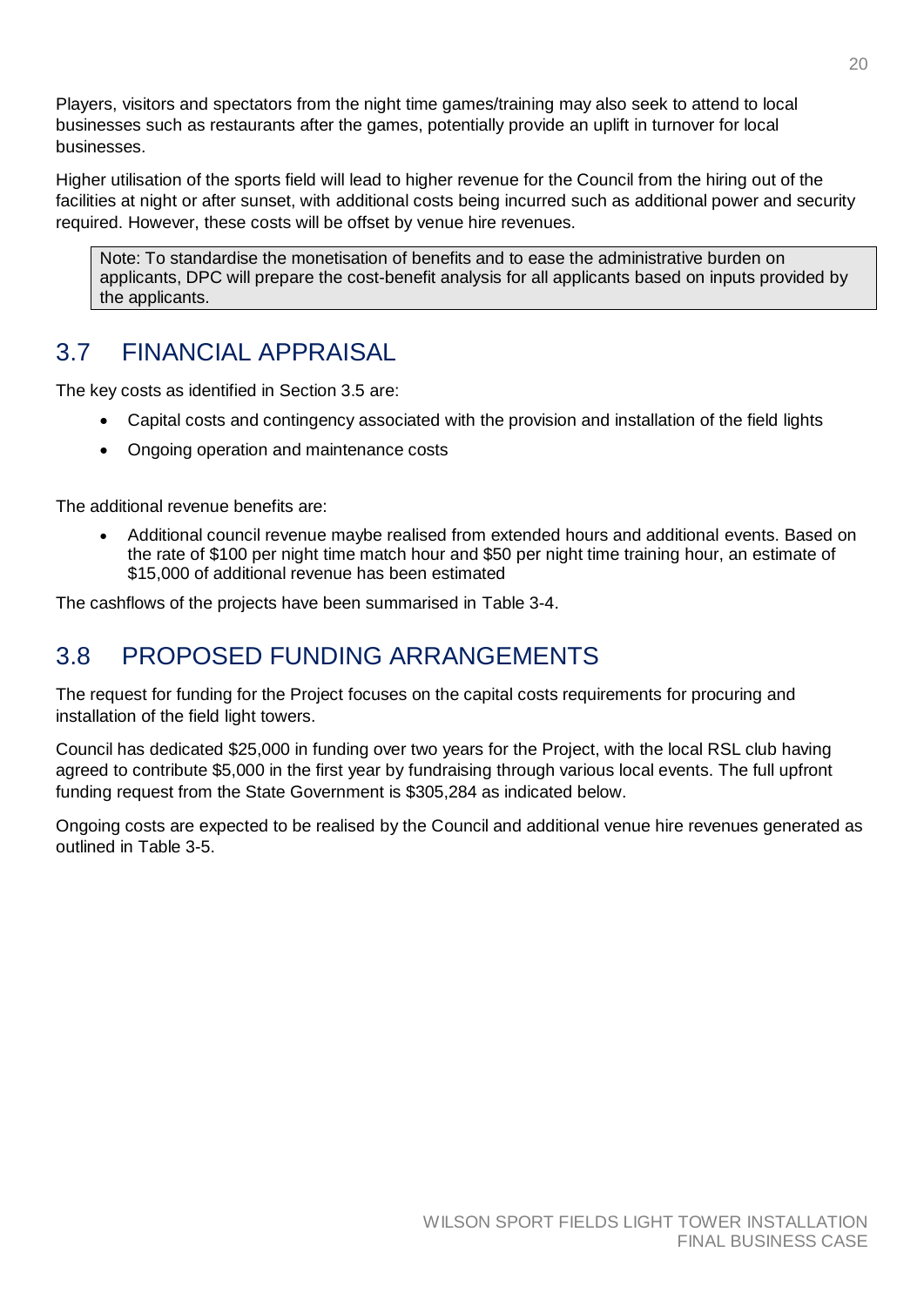Players, visitors and spectators from the night time games/training may also seek to attend to local businesses such as restaurants after the games, potentially provide an uplift in turnover for local businesses.

Higher utilisation of the sports field will lead to higher revenue for the Council from the hiring out of the facilities at night or after sunset, with additional costs being incurred such as additional power and security required. However, these costs will be offset by venue hire revenues.

> Note: To standardise the monetisation of benefits and to ease the administrative burden on applicants, DPC will prepare the cost-benefit analysis for all applicants based on inputs provided by the applicants.

## 3.7 FINANCIAL APPRAISAL

The key costs as identified in Section 3.5 are:

- Capital costs and contingency associated with the provision and installation of the field lights
- Ongoing operation and maintenance costs

The additional revenue benefits are:

- Additional council revenue maybe realised from extended hours and additional events. Based on the rate of $100 per night time match hour and $50 per night time training hour, an estimate of $15,000 of additional revenue has been estimated

The cashflows of the projects have been summarised in Table 3-4.

## 3.8 PROPOSED FUNDING ARRANGEMENTS

The request for funding for the Project focuses on the capital costs requirements for procuring and installation of the field light towers.

Council has dedicated $25,000 in funding over two years for the Project, with the local RSL club having agreed to contribute $5,000 in the first year by fundraising through various local events. The full upfront funding request from the State Government is $305,284 as indicated below.

Ongoing costs are expected to be realised by the Council and additional venue hire revenues generated as outlined in Table 3-5.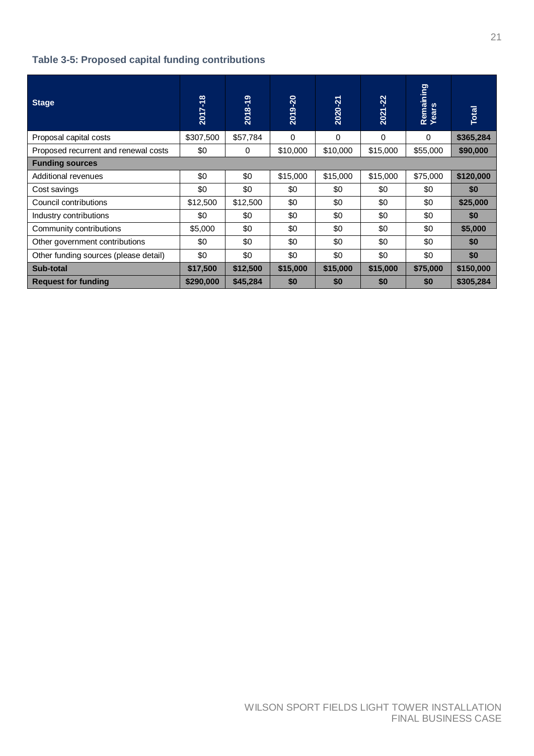### Table 3-5: Proposed capital funding contributions

| Stage | 2017-18 | 2018-19 | 2019-20 | 2020-21 | 2021-22 | Remaining Years | Total |
|---|---|---|---|---|---|---|---|
| Proposal capital costs | $307,500 | $57,784 | 0 | 0 | 0 | 0 | **$365,284** |
| Proposed recurrent and renewal costs | $0 | 0 | $10,000 | $10,000 | $15,000 | $55,000 | **$90,000** |
| **Funding sources** | | | | | | | |
| Additional revenues | $0 | $0 | $15,000 | $15,000 | $15,000 | $75,000 | **$120,000** |
| Cost savings | $0 | $0 | $0 | $0 | $0 | $0 | **$0** |
| Council contributions | $12,500 | $12,500 | $0 | $0 | $0 | $0 | **$25,000** |
| Industry contributions | $0 | $0 | $0 | $0 | $0 | $0 | **$0** |
| Community contributions | $5,000 | $0 | $0 | $0 | $0 | $0 | **$5,000** |
| Other government contributions | $0 | $0 | $0 | $0 | $0 | $0 | **$0** |
| Other funding sources (please detail) | $0 | $0 | $0 | $0 | $0 | $0 | **$0** |
| **Sub-total** | **$17,500** | **$12,500** | **$15,000** | **$15,000** | **$15,000** | **$75,000** | **$150,000** |
| **Request for funding** | **$290,000** | **$45,284** | **$0** | **$0** | **$0** | **$0** | **$305,284** |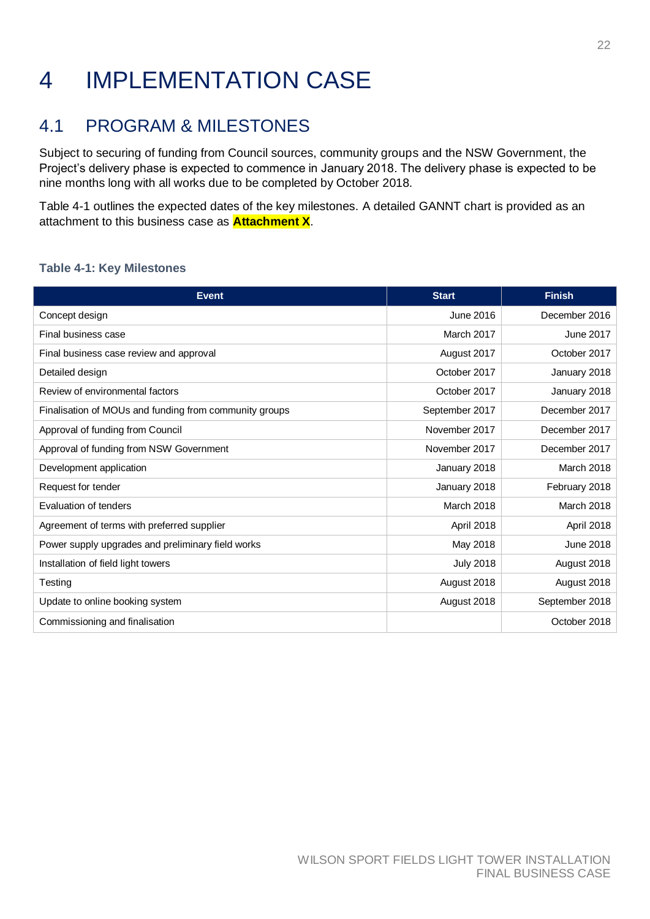# 4 IMPLEMENTATION CASE

## 4.1 PROGRAM & MILESTONES

Subject to securing of funding from Council sources, community groups and the NSW Government, the Project's delivery phase is expected to commence in January 2018. The delivery phase is expected to be nine months long with all works due to be completed by October 2018.

Table 4-1 outlines the expected dates of the key milestones. A detailed GANNT chart is provided as an attachment to this business case as **Attachment X**.

**Table 4-1: Key Milestones**

| Event | Start | Finish |
|---|---|---|
| Concept design | June 2016 | December 2016 |
| Final business case | March 2017 | June 2017 |
| Final business case review and approval | August 2017 | October 2017 |
| Detailed design | October 2017 | January 2018 |
| Review of environmental factors | October 2017 | January 2018 |
| Finalisation of MOUs and funding from community groups | September 2017 | December 2017 |
| Approval of funding from Council | November 2017 | December 2017 |
| Approval of funding from NSW Government | November 2017 | December 2017 |
| Development application | January 2018 | March 2018 |
| Request for tender | January 2018 | February 2018 |
| Evaluation of tenders | March 2018 | March 2018 |
| Agreement of terms with preferred supplier | April 2018 | April 2018 |
| Power supply upgrades and preliminary field works | May 2018 | June 2018 |
| Installation of field light towers | July 2018 | August 2018 |
| Testing | August 2018 | August 2018 |
| Update to online booking system | August 2018 | September 2018 |
| Commissioning and finalisation | | October 2018 |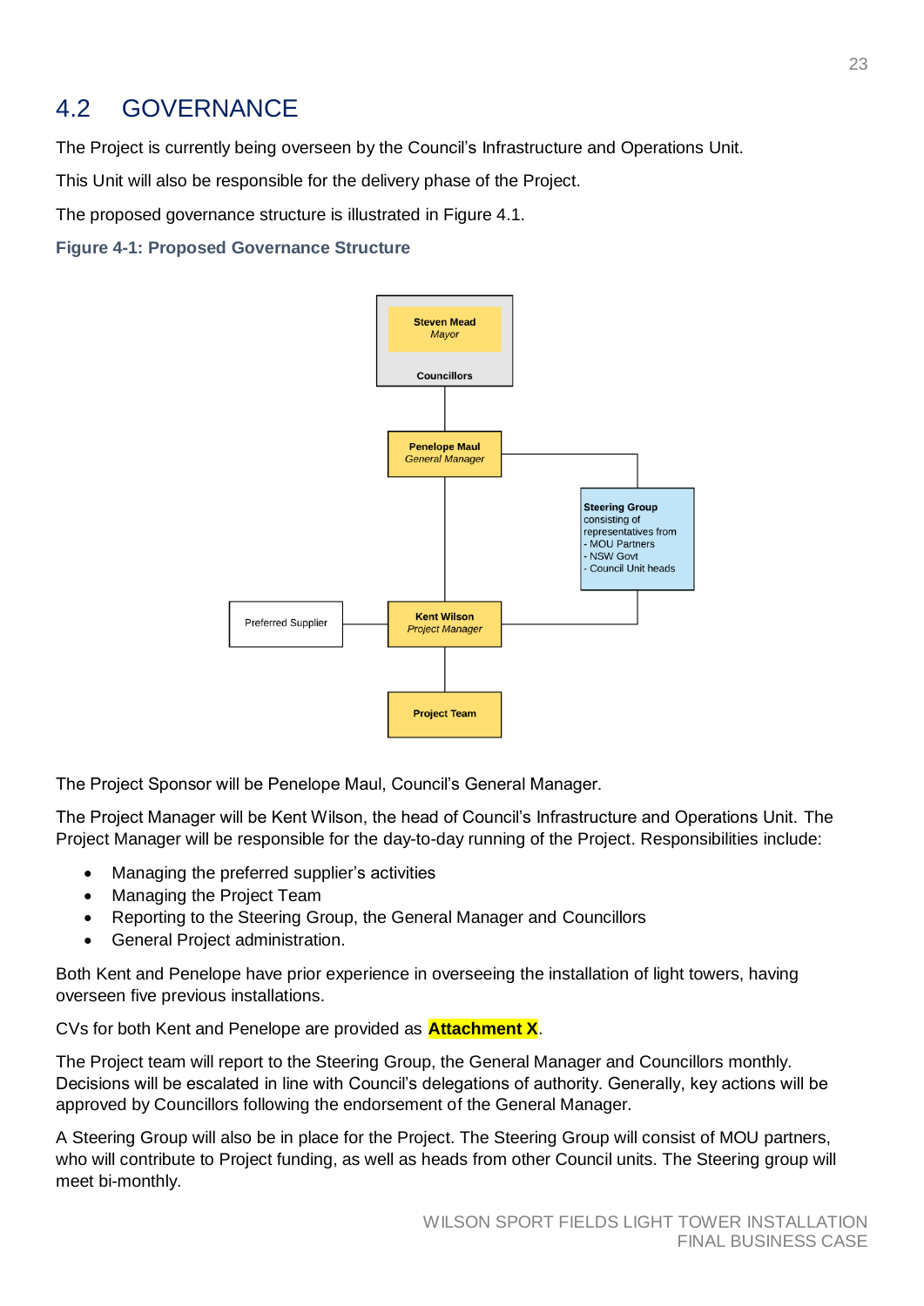## 4.2 GOVERNANCE

The Project is currently being overseen by the Council's Infrastructure and Operations Unit.

This Unit will also be responsible for the delivery phase of the Project.

The proposed governance structure is illustrated in Figure 4.1.

**Figure 4-1: Proposed Governance Structure**

**Steven Mead**
*Mayor*

**Councillors**

**Penelope Maul**
*General Manager*

**Steering Group** consisting of representatives from
- MOU Partners
- NSW Govt
- Council Unit heads

Preferred Supplier

**Kent Wilson**
*Project Manager*

**Project Team**

The Project Sponsor will be Penelope Maul, Council's General Manager.

The Project Manager will be Kent Wilson, the head of Council's Infrastructure and Operations Unit. The Project Manager will be responsible for the day-to-day running of the Project. Responsibilities include:

- Managing the preferred supplier's activities
- Managing the Project Team
- Reporting to the Steering Group, the General Manager and Councillors
- General Project administration.

Both Kent and Penelope have prior experience in overseeing the installation of light towers, having overseen five previous installations.

CVs for both Kent and Penelope are provided as **Attachment X**.

The Project team will report to the Steering Group, the General Manager and Councillors monthly. Decisions will be escalated in line with Council's delegations of authority. Generally, key actions will be approved by Councillors following the endorsement of the General Manager.

A Steering Group will also be in place for the Project. The Steering Group will consist of MOU partners, who will contribute to Project funding, as well as heads from other Council units. The Steering group will meet bi-monthly.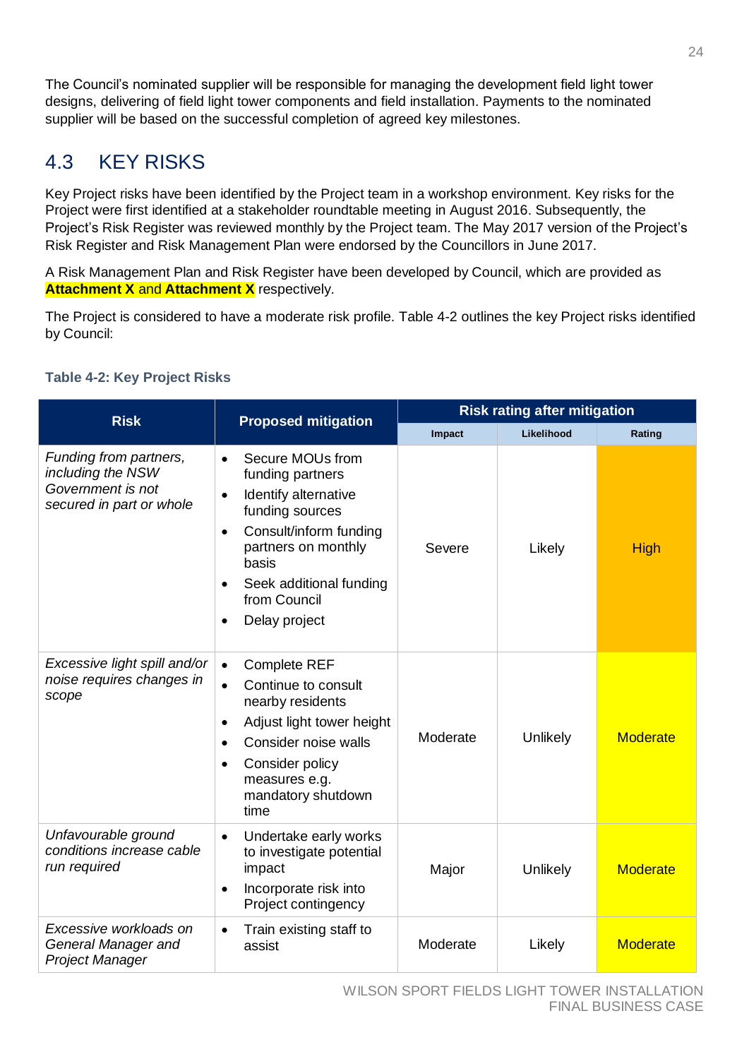The Council's nominated supplier will be responsible for managing the development field light tower designs, delivering of field light tower components and field installation. Payments to the nominated supplier will be based on the successful completion of agreed key milestones.

## 4.3 KEY RISKS

Key Project risks have been identified by the Project team in a workshop environment. Key risks for the Project were first identified at a stakeholder roundtable meeting in August 2016. Subsequently, the Project's Risk Register was reviewed monthly by the Project team. The May 2017 version of the Project's Risk Register and Risk Management Plan were endorsed by the Councillors in June 2017.

A Risk Management Plan and Risk Register have been developed by Council, which are provided as **Attachment X** and **Attachment X** respectively.

The Project is considered to have a moderate risk profile. Table 4-2 outlines the key Project risks identified by Council:

**Table 4-2: Key Project Risks**

| Risk | Proposed mitigation | Risk rating after mitigation | | |
|---|---|---|---|---|
| | | Impact | Likelihood | Rating |
| *Funding from partners, including the NSW Government is not secured in part or whole* | • Secure MOUs from funding partners<br>• Identify alternative funding sources<br>• Consult/inform funding partners on monthly basis<br>• Seek additional funding from Council<br>• Delay project | Severe | Likely | High |
| *Excessive light spill and/or noise requires changes in scope* | • Complete REF<br>• Continue to consult nearby residents<br>• Adjust light tower height<br>• Consider noise walls<br>• Consider policy measures e.g. mandatory shutdown time | Moderate | Unlikely | Moderate |
| *Unfavourable ground conditions increase cable run required* | • Undertake early works to investigate potential impact<br>• Incorporate risk into Project contingency | Major | Unlikely | Moderate |
| *Excessive workloads on General Manager and Project Manager* | • Train existing staff to assist | Moderate | Likely | Moderate |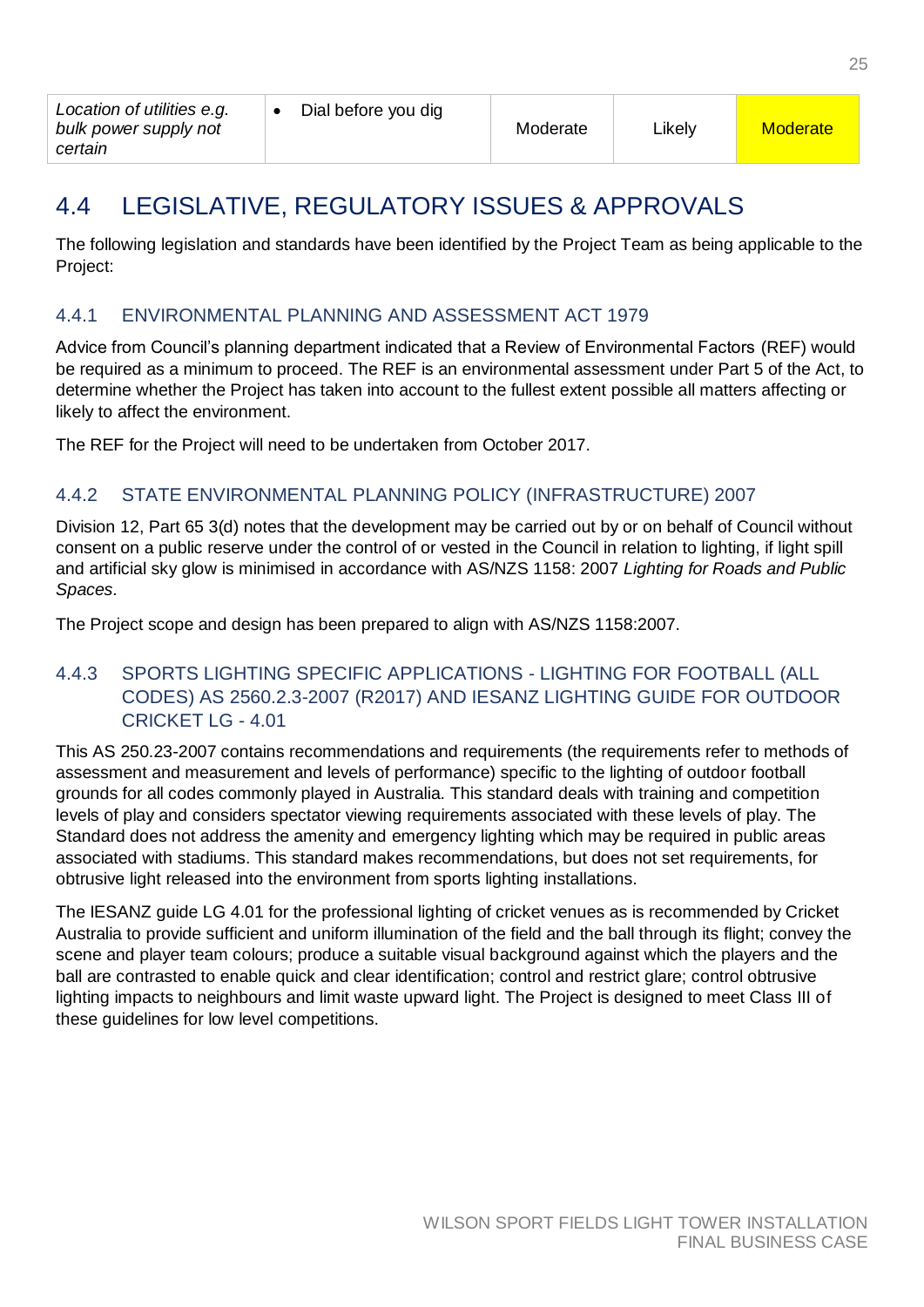| *Location of utilities e.g. bulk power supply not certain* | • Dial before you dig | Moderate | Likely | Moderate |
|---|---|---|---|---|

## 4.4 LEGISLATIVE, REGULATORY ISSUES & APPROVALS

The following legislation and standards have been identified by the Project Team as being applicable to the Project:

### 4.4.1 ENVIRONMENTAL PLANNING AND ASSESSMENT ACT 1979

Advice from Council's planning department indicated that a Review of Environmental Factors (REF) would be required as a minimum to proceed. The REF is an environmental assessment under Part 5 of the Act, to determine whether the Project has taken into account to the fullest extent possible all matters affecting or likely to affect the environment.

The REF for the Project will need to be undertaken from October 2017.

### 4.4.2 STATE ENVIRONMENTAL PLANNING POLICY (INFRASTRUCTURE) 2007

Division 12, Part 65 3(d) notes that the development may be carried out by or on behalf of Council without consent on a public reserve under the control of or vested in the Council in relation to lighting, if light spill and artificial sky glow is minimised in accordance with AS/NZS 1158: 2007 *Lighting for Roads and Public Spaces*.

The Project scope and design has been prepared to align with AS/NZS 1158:2007.

### 4.4.3 SPORTS LIGHTING SPECIFIC APPLICATIONS - LIGHTING FOR FOOTBALL (ALL CODES) AS 2560.2.3-2007 (R2017) AND IESANZ LIGHTING GUIDE FOR OUTDOOR CRICKET LG - 4.01

This AS 250.23-2007 contains recommendations and requirements (the requirements refer to methods of assessment and measurement and levels of performance) specific to the lighting of outdoor football grounds for all codes commonly played in Australia. This standard deals with training and competition levels of play and considers spectator viewing requirements associated with these levels of play. The Standard does not address the amenity and emergency lighting which may be required in public areas associated with stadiums. This standard makes recommendations, but does not set requirements, for obtrusive light released into the environment from sports lighting installations.

The IESANZ guide LG 4.01 for the professional lighting of cricket venues as is recommended by Cricket Australia to provide sufficient and uniform illumination of the field and the ball through its flight; convey the scene and player team colours; produce a suitable visual background against which the players and the ball are contrasted to enable quick and clear identification; control and restrict glare; control obtrusive lighting impacts to neighbours and limit waste upward light. The Project is designed to meet Class III of these guidelines for low level competitions.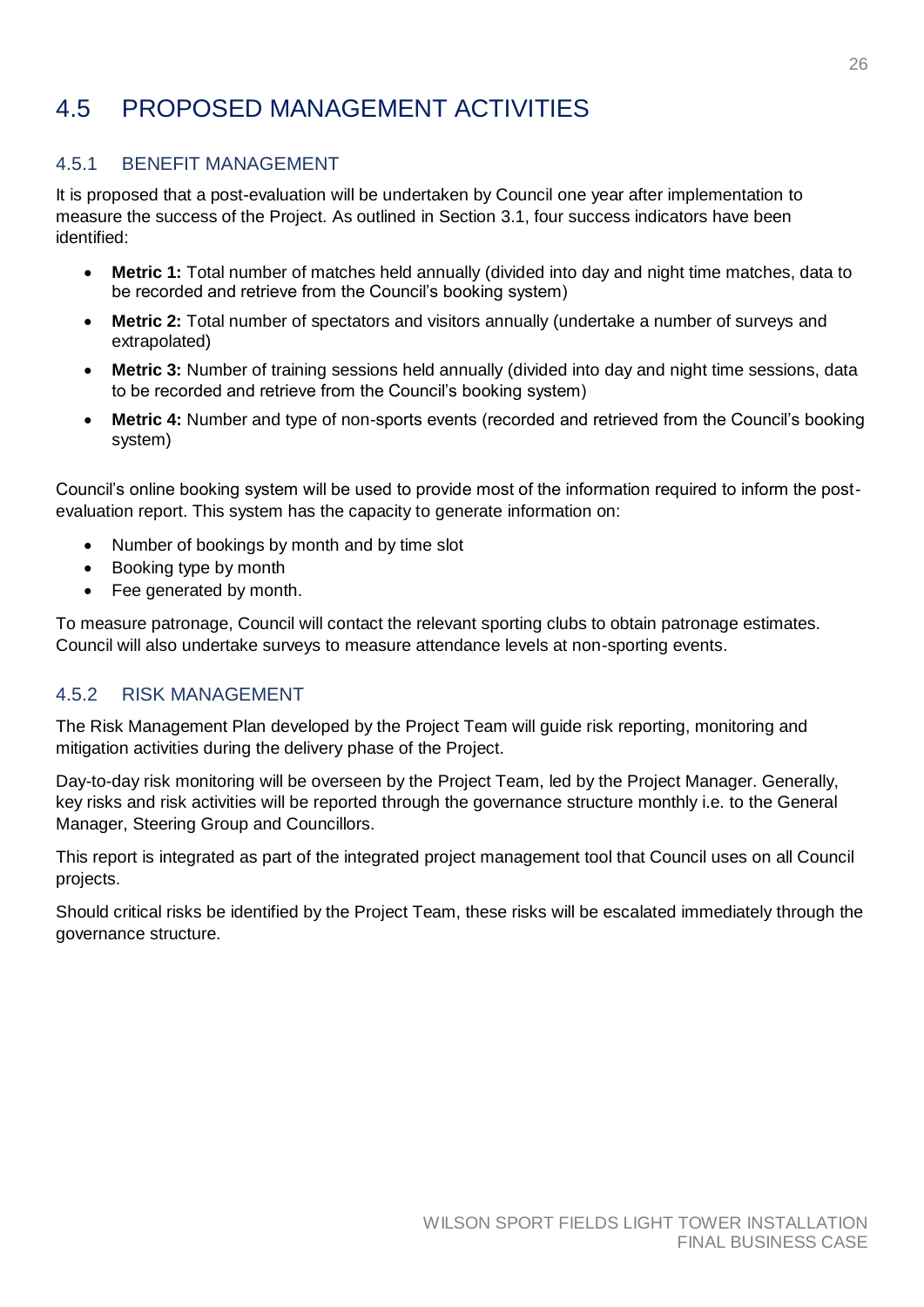## 4.5 PROPOSED MANAGEMENT ACTIVITIES

### 4.5.1 BENEFIT MANAGEMENT

It is proposed that a post-evaluation will be undertaken by Council one year after implementation to measure the success of the Project. As outlined in Section 3.1, four success indicators have been identified:

- **Metric 1:** Total number of matches held annually (divided into day and night time matches, data to be recorded and retrieve from the Council's booking system)
- **Metric 2:** Total number of spectators and visitors annually (undertake a number of surveys and extrapolated)
- **Metric 3:** Number of training sessions held annually (divided into day and night time sessions, data to be recorded and retrieve from the Council's booking system)
- **Metric 4:** Number and type of non-sports events (recorded and retrieved from the Council's booking system)

Council's online booking system will be used to provide most of the information required to inform the post-evaluation report. This system has the capacity to generate information on:

- Number of bookings by month and by time slot
- Booking type by month
- Fee generated by month.

To measure patronage, Council will contact the relevant sporting clubs to obtain patronage estimates. Council will also undertake surveys to measure attendance levels at non-sporting events.

### 4.5.2 RISK MANAGEMENT

The Risk Management Plan developed by the Project Team will guide risk reporting, monitoring and mitigation activities during the delivery phase of the Project.

Day-to-day risk monitoring will be overseen by the Project Team, led by the Project Manager. Generally, key risks and risk activities will be reported through the governance structure monthly i.e. to the General Manager, Steering Group and Councillors.

This report is integrated as part of the integrated project management tool that Council uses on all Council projects.

Should critical risks be identified by the Project Team, these risks will be escalated immediately through the governance structure.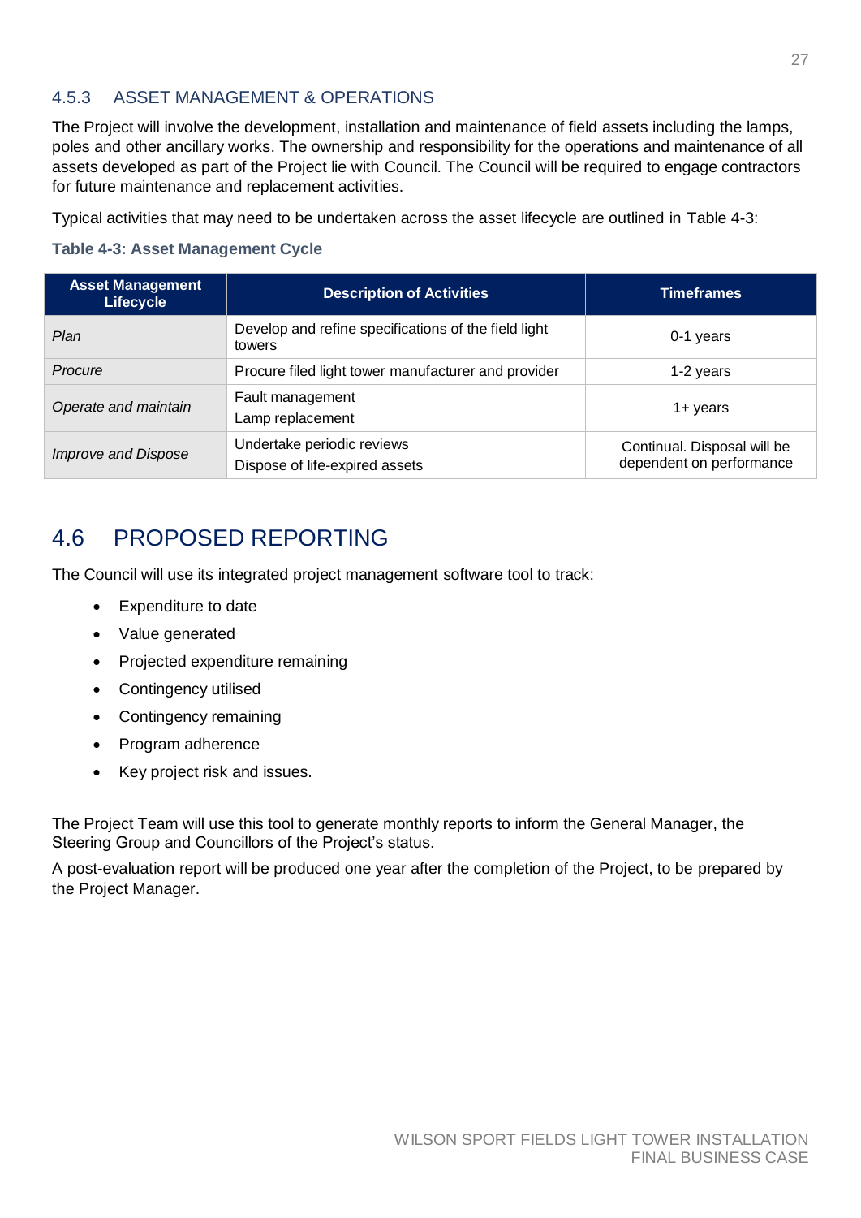### 4.5.3 ASSET MANAGEMENT & OPERATIONS

The Project will involve the development, installation and maintenance of field assets including the lamps, poles and other ancillary works. The ownership and responsibility for the operations and maintenance of all assets developed as part of the Project lie with Council. The Council will be required to engage contractors for future maintenance and replacement activities.

Typical activities that may need to be undertaken across the asset lifecycle are outlined in Table 4-3:

**Table 4-3: Asset Management Cycle**

| Asset Management Lifecycle | Description of Activities | Timeframes |
| --- | --- | --- |
| *Plan* | Develop and refine specifications of the field light towers | 0-1 years |
| *Procure* | Procure filed light tower manufacturer and provider | 1-2 years |
| *Operate and maintain* | Fault management<br>Lamp replacement | 1+ years |
| *Improve and Dispose* | Undertake periodic reviews<br>Dispose of life-expired assets | Continual. Disposal will be dependent on performance |

## 4.6 PROPOSED REPORTING

The Council will use its integrated project management software tool to track:

- Expenditure to date
- Value generated
- Projected expenditure remaining
- Contingency utilised
- Contingency remaining
- Program adherence
- Key project risk and issues.

The Project Team will use this tool to generate monthly reports to inform the General Manager, the Steering Group and Councillors of the Project's status.

A post-evaluation report will be produced one year after the completion of the Project, to be prepared by the Project Manager.